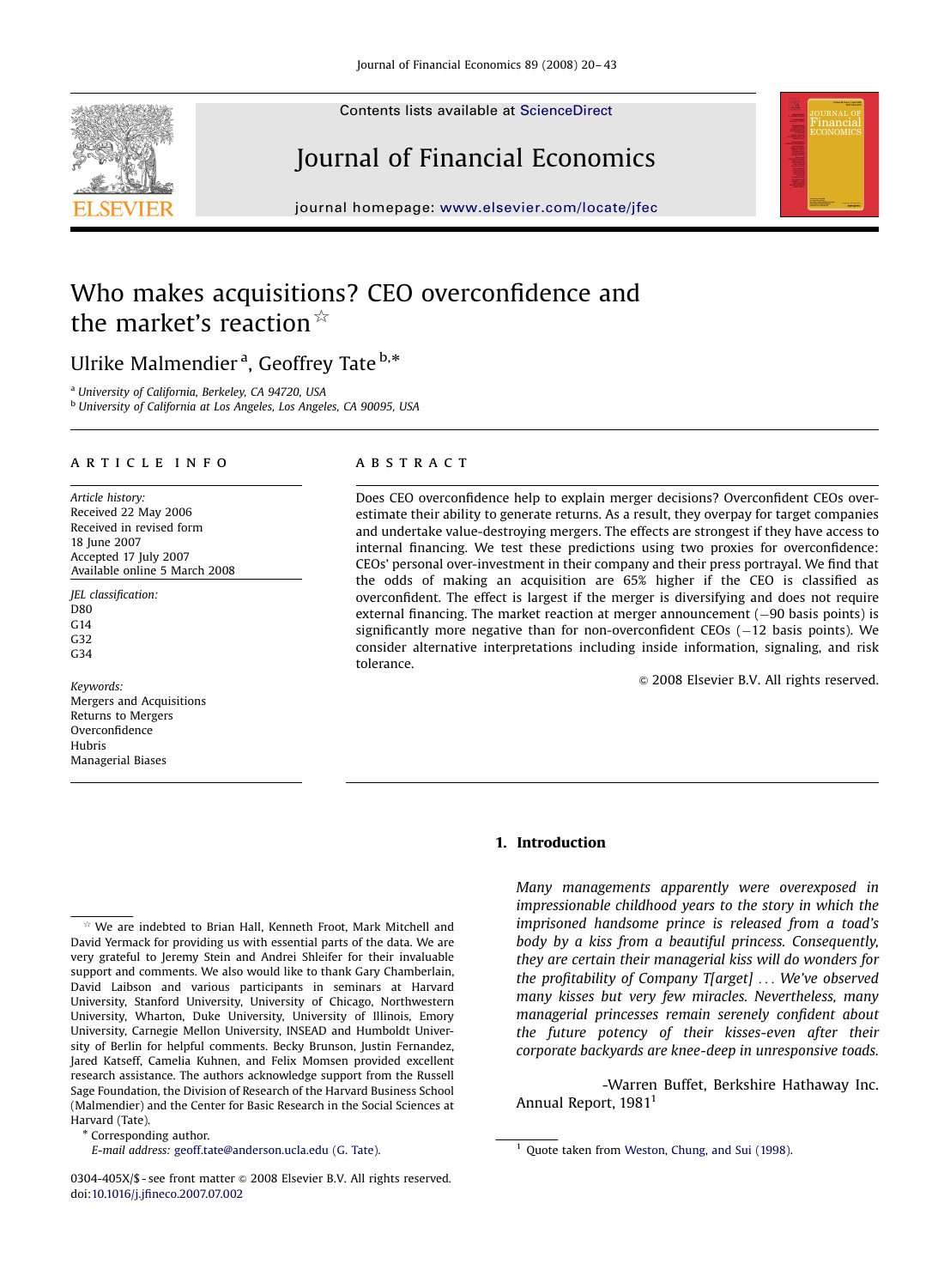# Who makes acquisitions? CEO overconfidence and the market's reaction ☆

Ulrike Malmendier [a], Geoffrey Tate [b,*]

[a] University of California, Berkeley, CA 94720, USA

[b] University of California at Los Angeles, Los Angeles, CA 90095, USA

## ARTICLE INFO

*Article history:*
Received 22 May 2006
Received in revised form
18 June 2007
Accepted 17 July 2007
Available online 5 March 2008

*JEL classification:*
D80
G14
G32
G34

*Keywords:*
Mergers and Acquisitions
Returns to Mergers
Overconfidence
Hubris
Managerial Biases

## ABSTRACT

Does CEO overconfidence help to explain merger decisions? Overconfident CEOs overestimate their ability to generate returns. As a result, they overpay for target companies and undertake value-destroying mergers. The effects are strongest if they have access to internal financing. We test these predictions using two proxies for overconfidence: CEOs' personal over-investment in their company and their press portrayal. We find that the odds of making an acquisition are 65% higher if the CEO is classified as overconfident. The effect is largest if the merger is diversifying and does not require external financing. The market reaction at merger announcement (−90 basis points) is significantly more negative than for non-overconfident CEOs (−12 basis points). We consider alternative interpretations including inside information, signaling, and risk tolerance.

© 2008 Elsevier B.V. All rights reserved.

## 1. Introduction

> *Many managements apparently were overexposed in impressionable childhood years to the story in which the imprisoned handsome prince is released from a toad's body by a kiss from a beautiful princess. Consequently, they are certain their managerial kiss will do wonders for the profitability of Company T[arget] ... We've observed many kisses but very few miracles. Nevertheless, many managerial princesses remain serenely confident about the future potency of their kisses-even after their corporate backyards are knee-deep in unresponsive toads.*
>
> -Warren Buffet, Berkshire Hathaway Inc. Annual Report, 1981[1]

[1] Quote taken from Weston, Chung, and Sui (1998).

☆ We are indebted to Brian Hall, Kenneth Froot, Mark Mitchell and David Yermack for providing us with essential parts of the data. We are very grateful to Jeremy Stein and Andrei Shleifer for their invaluable support and comments. We also would like to thank Gary Chamberlain, David Laibson and various participants in seminars at Harvard University, Stanford University, University of Chicago, Northwestern University, Wharton, Duke University, University of Illinois, Emory University, Carnegie Mellon University, INSEAD and Humboldt University of Berlin for helpful comments. Becky Brunson, Justin Fernandez, Jared Katseff, Camelia Kuhnen, and Felix Momsen provided excellent research assistance. The authors acknowledge support from the Russell Sage Foundation, the Division of Research of the Harvard Business School (Malmendier) and the Center for Basic Research in the Social Sciences at Harvard (Tate).

\* Corresponding author.
E-mail address: geoff.tate@anderson.ucla.edu (G. Tate).

0304-405X/$ - see front matter © 2008 Elsevier B.V. All rights reserved.
doi:10.1016/j.jfineco.2007.07.002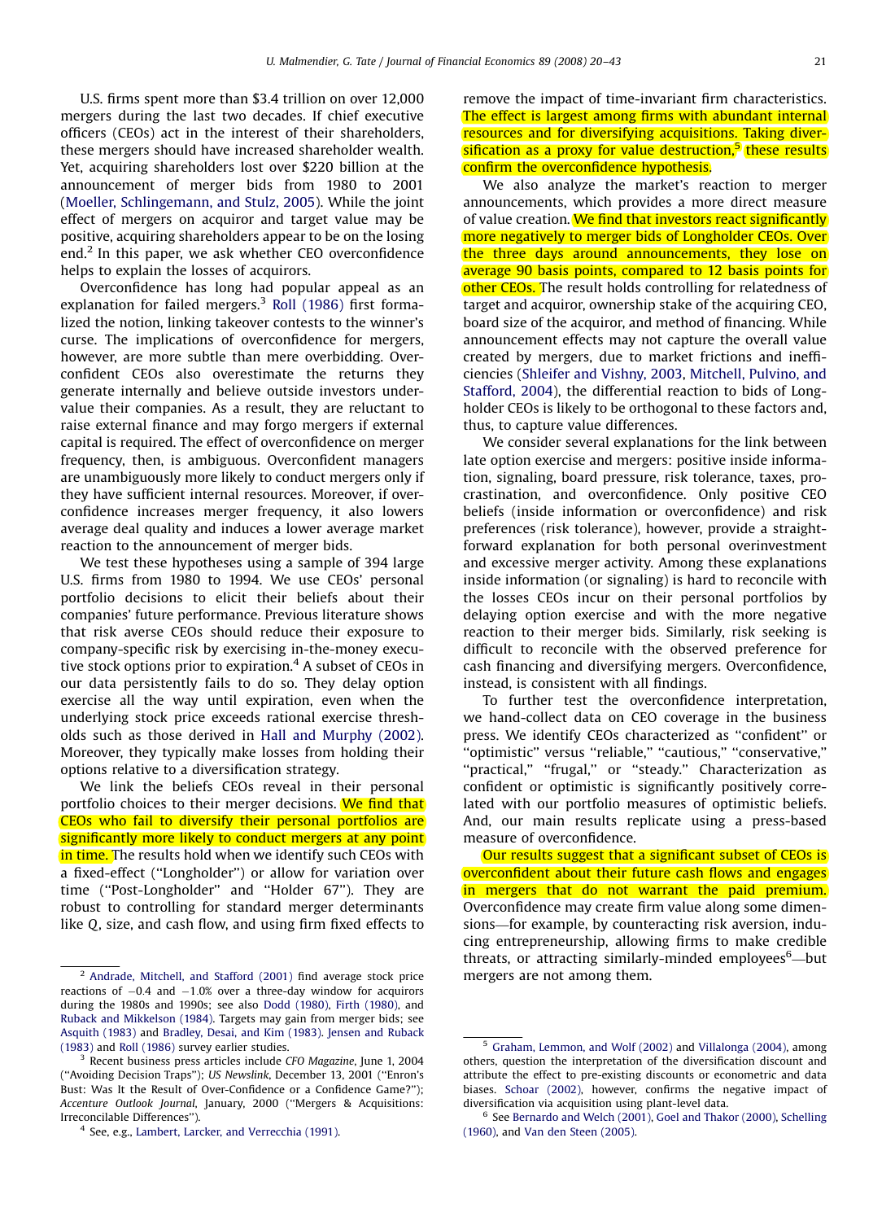U.S. firms spent more than $3.4 trillion on over 12,000 mergers during the last two decades. If chief executive officers (CEOs) act in the interest of their shareholders, these mergers should have increased shareholder wealth. Yet, acquiring shareholders lost over $220 billion at the announcement of merger bids from 1980 to 2001 (Moeller, Schlingemann, and Stulz, 2005). While the joint effect of mergers on acquiror and target value may be positive, acquiring shareholders appear to be on the losing end.[2] In this paper, we ask whether CEO overconfidence helps to explain the losses of acquirors.

Overconfidence has long had popular appeal as an explanation for failed mergers.[3] Roll (1986) first formalized the notion, linking takeover contests to the winner's curse. The implications of overconfidence for mergers, however, are more subtle than mere overbidding. Overconfident CEOs also overestimate the returns they generate internally and believe outside investors undervalue their companies. As a result, they are reluctant to raise external finance and may forgo mergers if external capital is required. The effect of overconfidence on merger frequency, then, is ambiguous. Overconfident managers are unambiguously more likely to conduct mergers only if they have sufficient internal resources. Moreover, if overconfidence increases merger frequency, it also lowers average deal quality and induces a lower average market reaction to the announcement of merger bids.

We test these hypotheses using a sample of 394 large U.S. firms from 1980 to 1994. We use CEOs' personal portfolio decisions to elicit their beliefs about their companies' future performance. Previous literature shows that risk averse CEOs should reduce their exposure to company-specific risk by exercising in-the-money executive stock options prior to expiration.[4] A subset of CEOs in our data persistently fails to do so. They delay option exercise all the way until expiration, even when the underlying stock price exceeds rational exercise thresholds such as those derived in Hall and Murphy (2002). Moreover, they typically make losses from holding their options relative to a diversification strategy.

We link the beliefs CEOs reveal in their personal portfolio choices to their merger decisions. We find that CEOs who fail to diversify their personal portfolios are significantly more likely to conduct mergers at any point in time. The results hold when we identify such CEOs with a fixed-effect ("Longholder") or allow for variation over time ("Post-Longholder" and "Holder 67"). They are robust to controlling for standard merger determinants like *Q*, size, and cash flow, and using firm fixed effects to remove the impact of time-invariant firm characteristics. The effect is largest among firms with abundant internal resources and for diversifying acquisitions. Taking diversification as a proxy for value destruction,[5] these results confirm the overconfidence hypothesis.

We also analyze the market's reaction to merger announcements, which provides a more direct measure of value creation. We find that investors react significantly more negatively to merger bids of Longholder CEOs. Over the three days around announcements, they lose on average 90 basis points, compared to 12 basis points for other CEOs. The result holds controlling for relatedness of target and acquiror, ownership stake of the acquiring CEO, board size of the acquiror, and method of financing. While announcement effects may not capture the overall value created by mergers, due to market frictions and inefficiencies (Shleifer and Vishny, 2003, Mitchell, Pulvino, and Stafford, 2004), the differential reaction to bids of Longholder CEOs is likely to be orthogonal to these factors and, thus, to capture value differences.

We consider several explanations for the link between late option exercise and mergers: positive inside information, signaling, board pressure, risk tolerance, taxes, procrastination, and overconfidence. Only positive CEO beliefs (inside information or overconfidence) and risk preferences (risk tolerance), however, provide a straightforward explanation for both personal overinvestment and excessive merger activity. Among these explanations inside information (or signaling) is hard to reconcile with the losses CEOs incur on their personal portfolios by delaying option exercise and with the more negative reaction to their merger bids. Similarly, risk seeking is difficult to reconcile with the observed preference for cash financing and diversifying mergers. Overconfidence, instead, is consistent with all findings.

To further test the overconfidence interpretation, we hand-collect data on CEO coverage in the business press. We identify CEOs characterized as "confident" or "optimistic" versus "reliable," "cautious," "conservative," "practical," "frugal," or "steady." Characterization as confident or optimistic is significantly positively correlated with our portfolio measures of optimistic beliefs. And, our main results replicate using a press-based measure of overconfidence.

Our results suggest that a significant subset of CEOs is overconfident about their future cash flows and engages in mergers that do not warrant the paid premium. Overconfidence may create firm value along some dimensions—for example, by counteracting risk aversion, inducing entrepreneurship, allowing firms to make credible threats, or attracting similarly-minded employees[6]—but mergers are not among them.

---

[2] Andrade, Mitchell, and Stafford (2001) find average stock price reactions of −0.4 and −1.0% over a three-day window for acquirors during the 1980s and 1990s; see also Dodd (1980), Firth (1980), and Ruback and Mikkelson (1984). Targets may gain from merger bids; see Asquith (1983) and Bradley, Desai, and Kim (1983). Jensen and Ruback (1983) and Roll (1986) survey earlier studies.

[3] Recent business press articles include *CFO Magazine*, June 1, 2004 ("Avoiding Decision Traps"); *US Newslink*, December 13, 2001 ("Enron's Bust: Was It the Result of Over-Confidence or a Confidence Game?"); *Accenture Outlook Journal*, January, 2000 ("Mergers & Acquisitions: Irreconcilable Differences").

[4] See, e.g., Lambert, Larcker, and Verrecchia (1991).

[5] Graham, Lemmon, and Wolf (2002) and Villalonga (2004), among others, question the interpretation of the diversification discount and attribute the effect to pre-existing discounts or econometric and data biases. Schoar (2002), however, confirms the negative impact of diversification via acquisition using plant-level data.

[6] See Bernardo and Welch (2001), Goel and Thakor (2000), Schelling (1960), and Van den Steen (2005).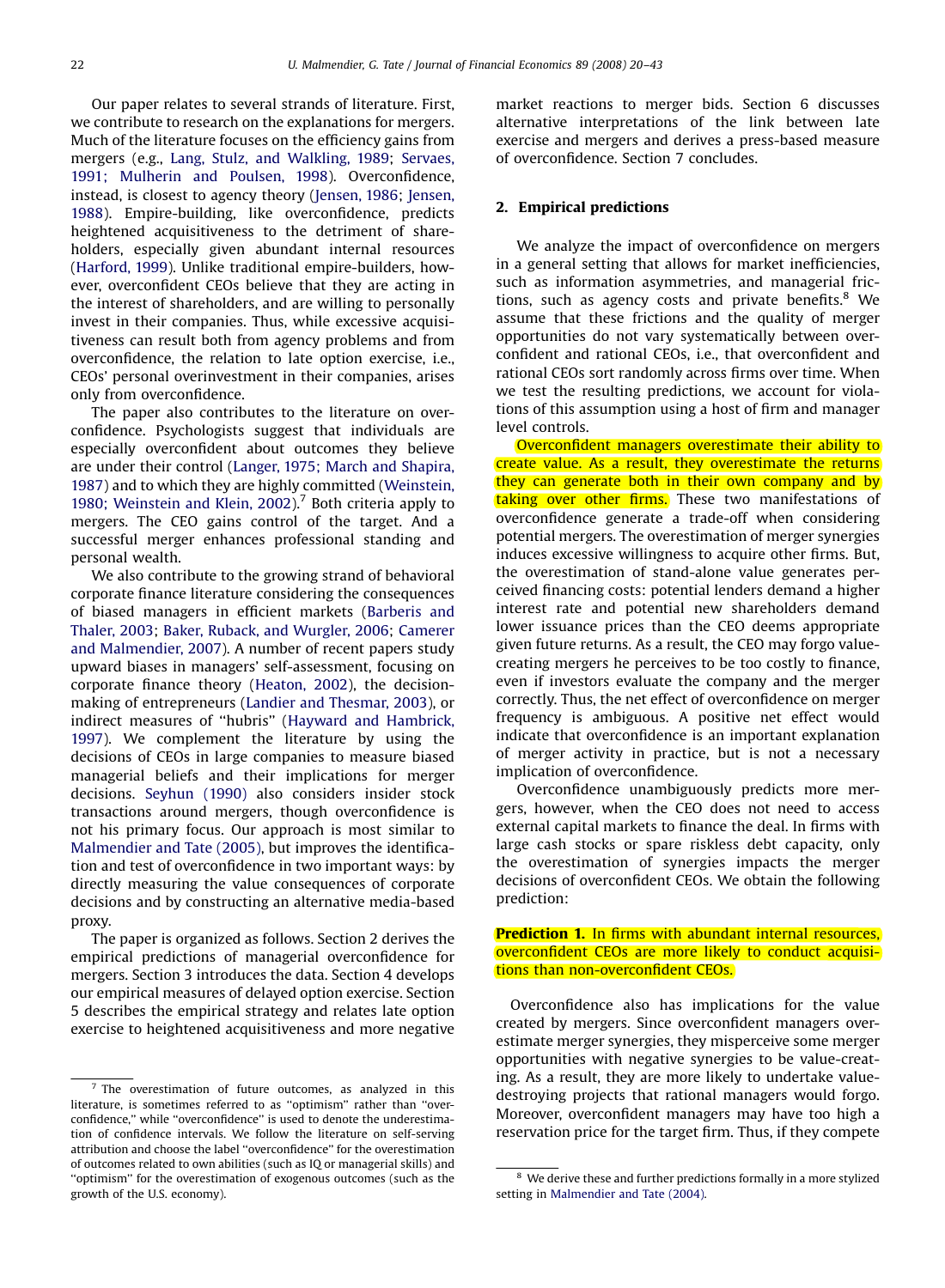Our paper relates to several strands of literature. First, we contribute to research on the explanations for mergers. Much of the literature focuses on the efficiency gains from mergers (e.g., Lang, Stulz, and Walkling, 1989; Servaes, 1991; Mulherin and Poulsen, 1998). Overconfidence, instead, is closest to agency theory (Jensen, 1986; Jensen, 1988). Empire-building, like overconfidence, predicts heightened acquisitiveness to the detriment of shareholders, especially given abundant internal resources (Harford, 1999). Unlike traditional empire-builders, however, overconfident CEOs believe that they are acting in the interest of shareholders, and are willing to personally invest in their companies. Thus, while excessive acquisitiveness can result both from agency problems and from overconfidence, the relation to late option exercise, i.e., CEOs' personal overinvestment in their companies, arises only from overconfidence.

The paper also contributes to the literature on overconfidence. Psychologists suggest that individuals are especially overconfident about outcomes they believe are under their control (Langer, 1975; March and Shapira, 1987) and to which they are highly committed (Weinstein, 1980; Weinstein and Klein, 2002).[7] Both criteria apply to mergers. The CEO gains control of the target. And a successful merger enhances professional standing and personal wealth.

We also contribute to the growing strand of behavioral corporate finance literature considering the consequences of biased managers in efficient markets (Barberis and Thaler, 2003; Baker, Ruback, and Wurgler, 2006; Camerer and Malmendier, 2007). A number of recent papers study upward biases in managers' self-assessment, focusing on corporate finance theory (Heaton, 2002), the decision-making of entrepreneurs (Landier and Thesmar, 2003), or indirect measures of "hubris" (Hayward and Hambrick, 1997). We complement the literature by using the decisions of CEOs in large companies to measure biased managerial beliefs and their implications for merger decisions. Seyhun (1990) also considers insider stock transactions around mergers, though overconfidence is not his primary focus. Our approach is most similar to Malmendier and Tate (2005), but improves the identification and test of overconfidence in two important ways: by directly measuring the value consequences of corporate decisions and by constructing an alternative media-based proxy.

The paper is organized as follows. Section 2 derives the empirical predictions of managerial overconfidence for mergers. Section 3 introduces the data. Section 4 develops our empirical measures of delayed option exercise. Section 5 describes the empirical strategy and relates late option exercise to heightened acquisitiveness and more negative market reactions to merger bids. Section 6 discusses alternative interpretations of the link between late exercise and mergers and derives a press-based measure of overconfidence. Section 7 concludes.

## 2. Empirical predictions

We analyze the impact of overconfidence on mergers in a general setting that allows for market inefficiencies, such as information asymmetries, and managerial frictions, such as agency costs and private benefits.[8] We assume that these frictions and the quality of merger opportunities do not vary systematically between overconfident and rational CEOs, i.e., that overconfident and rational CEOs sort randomly across firms over time. When we test the resulting predictions, we account for violations of this assumption using a host of firm and manager level controls.

Overconfident managers overestimate their ability to create value. As a result, they overestimate the returns they can generate both in their own company and by taking over other firms. These two manifestations of overconfidence generate a trade-off when considering potential mergers. The overestimation of merger synergies induces excessive willingness to acquire other firms. But, the overestimation of stand-alone value generates perceived financing costs: potential lenders demand a higher interest rate and potential new shareholders demand lower issuance prices than the CEO deems appropriate given future returns. As a result, the CEO may forgo value-creating mergers he perceives to be too costly to finance, even if investors evaluate the company and the merger correctly. Thus, the net effect of overconfidence on merger frequency is ambiguous. A positive net effect would indicate that overconfidence is an important explanation of merger activity in practice, but is not a necessary implication of overconfidence.

Overconfidence unambiguously predicts more mergers, however, when the CEO does not need to access external capital markets to finance the deal. In firms with large cash stocks or spare riskless debt capacity, only the overestimation of synergies impacts the merger decisions of overconfident CEOs. We obtain the following prediction:

**Prediction 1.** In firms with abundant internal resources, overconfident CEOs are more likely to conduct acquisitions than non-overconfident CEOs.

Overconfidence also has implications for the value created by mergers. Since overconfident managers overestimate merger synergies, they misperceive some merger opportunities with negative synergies to be value-creating. As a result, they are more likely to undertake value-destroying projects that rational managers would forgo. Moreover, overconfident managers may have too high a reservation price for the target firm. Thus, if they compete

[7] The overestimation of future outcomes, as analyzed in this literature, is sometimes referred to as "optimism" rather than "overconfidence," while "overconfidence" is used to denote the underestimation of confidence intervals. We follow the literature on self-serving attribution and choose the label "overconfidence" for the overestimation of outcomes related to own abilities (such as IQ or managerial skills) and "optimism" for the overestimation of exogenous outcomes (such as the growth of the U.S. economy).

[8] We derive these and further predictions formally in a more stylized setting in Malmendier and Tate (2004).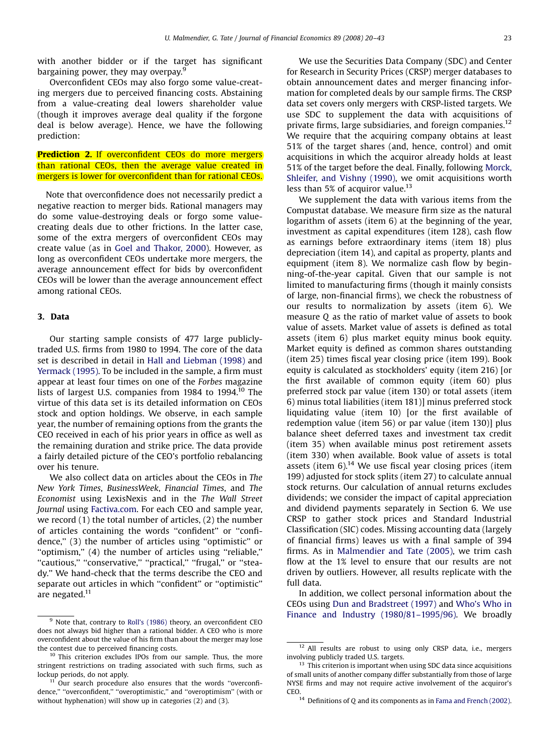with another bidder or if the target has significant bargaining power, they may overpay.[9]

Overconfident CEOs may also forgo some value-creating mergers due to perceived financing costs. Abstaining from a value-creating deal lowers shareholder value (though it improves average deal quality if the forgone deal is below average). Hence, we have the following prediction:

**Prediction 2.** If overconfident CEOs do more mergers than rational CEOs, then the average value created in mergers is lower for overconfident than for rational CEOs.

Note that overconfidence does not necessarily predict a negative reaction to merger bids. Rational managers may do some value-destroying deals or forgo some value-creating deals due to other frictions. In the latter case, some of the extra mergers of overconfident CEOs may create value (as in Goel and Thakor, 2000). However, as long as overconfident CEOs undertake more mergers, the average announcement effect for bids by overconfident CEOs will be lower than the average announcement effect among rational CEOs.

## 3. Data

Our starting sample consists of 477 large publicly-traded U.S. firms from 1980 to 1994. The core of the data set is described in detail in Hall and Liebman (1998) and Yermack (1995). To be included in the sample, a firm must appear at least four times on one of the *Forbes* magazine lists of largest U.S. companies from 1984 to 1994.[10] The virtue of this data set is its detailed information on CEOs stock and option holdings. We observe, in each sample year, the number of remaining options from the grants the CEO received in each of his prior years in office as well as the remaining duration and strike price. The data provide a fairly detailed picture of the CEO's portfolio rebalancing over his tenure.

We also collect data on articles about the CEOs in *The New York Times*, *BusinessWeek*, *Financial Times*, and *The Economist* using LexisNexis and in the *The Wall Street Journal* using Factiva.com. For each CEO and sample year, we record (1) the total number of articles, (2) the number of articles containing the words ''confident'' or ''confidence,'' (3) the number of articles using ''optimistic'' or ''optimism,'' (4) the number of articles using ''reliable,'' ''cautious,'' ''conservative,'' ''practical,'' ''frugal,'' or ''steady.'' We hand-check that the terms describe the CEO and separate out articles in which ''confident'' or ''optimistic'' are negated.[11]

We use the Securities Data Company (SDC) and Center for Research in Security Prices (CRSP) merger databases to obtain announcement dates and merger financing information for completed deals by our sample firms. The CRSP data set covers only mergers with CRSP-listed targets. We use SDC to supplement the data with acquisitions of private firms, large subsidiaries, and foreign companies.[12] We require that the acquiring company obtains at least 51% of the target shares (and, hence, control) and omit acquisitions in which the acquiror already holds at least 51% of the target before the deal. Finally, following Morck, Shleifer, and Vishny (1990), we omit acquisitions worth less than 5% of acquiror value.[13]

We supplement the data with various items from the Compustat database. We measure firm size as the natural logarithm of assets (item 6) at the beginning of the year, investment as capital expenditures (item 128), cash flow as earnings before extraordinary items (item 18) plus depreciation (item 14), and capital as property, plants and equipment (item 8). We normalize cash flow by beginning-of-the-year capital. Given that our sample is not limited to manufacturing firms (though it mainly consists of large, non-financial firms), we check the robustness of our results to normalization by assets (item 6). We measure $Q$ as the ratio of market value of assets to book value of assets. Market value of assets is defined as total assets (item 6) plus market equity minus book equity. Market equity is defined as common shares outstanding (item 25) times fiscal year closing price (item 199). Book equity is calculated as stockholders' equity (item 216) [or the first available of common equity (item 60) plus preferred stock par value (item 130) or total assets (item 6) minus total liabilities (item 181)] minus preferred stock liquidating value (item 10) [or the first available of redemption value (item 56) or par value (item 130)] plus balance sheet deferred taxes and investment tax credit (item 35) when available minus post retirement assets (item 330) when available. Book value of assets is total assets (item 6).[14] We use fiscal year closing prices (item 199) adjusted for stock splits (item 27) to calculate annual stock returns. Our calculation of annual returns excludes dividends; we consider the impact of capital appreciation and dividend payments separately in Section 6. We use CRSP to gather stock prices and Standard Industrial Classification (SIC) codes. Missing accounting data (largely of financial firms) leaves us with a final sample of 394 firms. As in Malmendier and Tate (2005), we trim cash flow at the 1% level to ensure that our results are not driven by outliers. However, all results replicate with the full data.

In addition, we collect personal information about the CEOs using Dun and Bradstreet (1997) and Who's Who in Finance and Industry (1980/81–1995/96). We broadly

[9] Note that, contrary to Roll's (1986) theory, an overconfident CEO does not always bid higher than a rational bidder. A CEO who is more overconfident about the value of his firm than about the merger may lose the contest due to perceived financing costs.

[10] This criterion excludes IPOs from our sample. Thus, the more stringent restrictions on trading associated with such firms, such as lockup periods, do not apply.

[11] Our search procedure also ensures that the words ''overconfidence,'' ''overconfident,'' ''overoptimistic,'' and ''overoptimism'' (with or without hyphenation) will show up in categories (2) and (3).

[12] All results are robust to using only CRSP data, i.e., mergers involving publicly traded U.S. targets.

[13] This criterion is important when using SDC data since acquisitions of small units of another company differ substantially from those of large NYSE firms and may not require active involvement of the acquiror's CEO.

[14] Definitions of $Q$ and its components as in Fama and French (2002).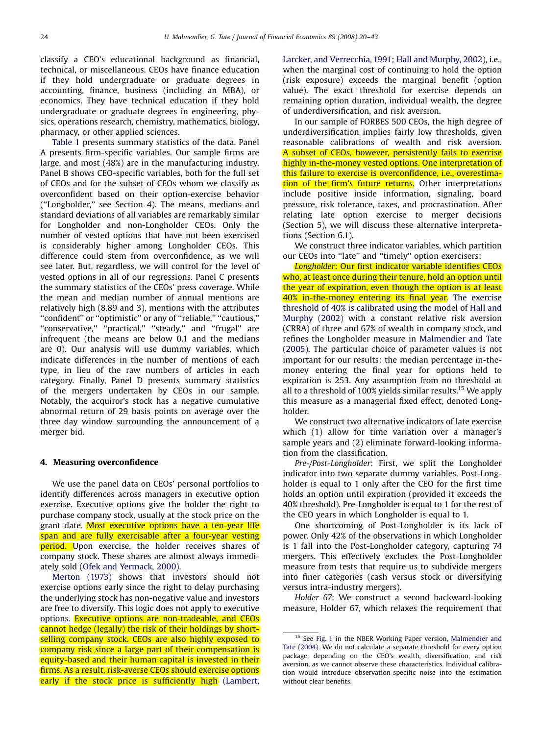classify a CEO's educational background as financial, technical, or miscellaneous. CEOs have finance education if they hold undergraduate or graduate degrees in accounting, finance, business (including an MBA), or economics. They have technical education if they hold undergraduate or graduate degrees in engineering, physics, operations research, chemistry, mathematics, biology, pharmacy, or other applied sciences.

Table 1 presents summary statistics of the data. Panel A presents firm-specific variables. Our sample firms are large, and most (48%) are in the manufacturing industry. Panel B shows CEO-specific variables, both for the full set of CEOs and for the subset of CEOs whom we classify as overconfident based on their option-exercise behavior (''Longholder,'' see Section 4). The means, medians and standard deviations of all variables are remarkably similar for Longholder and non-Longholder CEOs. Only the number of vested options that have not been exercised is considerably higher among Longholder CEOs. This difference could stem from overconfidence, as we will see later. But, regardless, we will control for the level of vested options in all of our regressions. Panel C presents the summary statistics of the CEOs' press coverage. While the mean and median number of annual mentions are relatively high (8.89 and 3), mentions with the attributes ''confident'' or ''optimistic'' or any of ''reliable,'' ''cautious,'' ''conservative,'' ''practical,'' ''steady,'' and ''frugal'' are infrequent (the means are below 0.1 and the medians are 0). Our analysis will use dummy variables, which indicate differences in the number of mentions of each type, in lieu of the raw numbers of articles in each category. Finally, Panel D presents summary statistics of the mergers undertaken by CEOs in our sample. Notably, the acquiror's stock has a negative cumulative abnormal return of 29 basis points on average over the three day window surrounding the announcement of a merger bid.

## 4. Measuring overconfidence

We use the panel data on CEOs' personal portfolios to identify differences across managers in executive option exercise. Executive options give the holder the right to purchase company stock, usually at the stock price on the grant date. Most executive options have a ten-year life span and are fully exercisable after a four-year vesting period. Upon exercise, the holder receives shares of company stock. These shares are almost always immediately sold (Ofek and Yermack, 2000).

Merton (1973) shows that investors should not exercise options early since the right to delay purchasing the underlying stock has non-negative value and investors are free to diversify. This logic does not apply to executive options. Executive options are non-tradeable, and CEOs cannot hedge (legally) the risk of their holdings by short-selling company stock. CEOs are also highly exposed to company risk since a large part of their compensation is equity-based and their human capital is invested in their firms. As a result, risk-averse CEOs should exercise options early if the stock price is sufficiently high (Lambert, Larcker, and Verrecchia, 1991; Hall and Murphy, 2002), i.e., when the marginal cost of continuing to hold the option (risk exposure) exceeds the marginal benefit (option value). The exact threshold for exercise depends on remaining option duration, individual wealth, the degree of underdiversification, and risk aversion.

In our sample of FORBES 500 CEOs, the high degree of underdiversification implies fairly low thresholds, given reasonable calibrations of wealth and risk aversion. A subset of CEOs, however, persistently fails to exercise highly in-the-money vested options. One interpretation of this failure to exercise is overconfidence, i.e., overestimation of the firm's future returns. Other interpretations include positive inside information, signaling, board pressure, risk tolerance, taxes, and procrastination. After relating late option exercise to merger decisions (Section 5), we will discuss these alternative interpretations (Section 6.1).

We construct three indicator variables, which partition our CEOs into ''late'' and ''timely'' option exercisers:

*Longholder*: Our first indicator variable identifies CEOs who, at least once during their tenure, hold an option until the year of expiration, even though the option is at least 40% in-the-money entering its final year. The exercise threshold of 40% is calibrated using the model of Hall and Murphy (2002) with a constant relative risk aversion (CRRA) of three and 67% of wealth in company stock, and refines the Longholder measure in Malmendier and Tate (2005). The particular choice of parameter values is not important for our results: the median percentage in-the-money entering the final year for options held to expiration is 253. Any assumption from no threshold at all to a threshold of 100% yields similar results.[15] We apply this measure as a managerial fixed effect, denoted Longholder.

We construct two alternative indicators of late exercise which (1) allow for time variation over a manager's sample years and (2) eliminate forward-looking information from the classification.

*Pre-/Post-Longholder*: First, we split the Longholder indicator into two separate dummy variables. Post-Longholder is equal to 1 only after the CEO for the first time holds an option until expiration (provided it exceeds the 40% threshold). Pre-Longholder is equal to 1 for the rest of the CEO years in which Longholder is equal to 1.

One shortcoming of Post-Longholder is its lack of power. Only 42% of the observations in which Longholder is 1 fall into the Post-Longholder category, capturing 74 mergers. This effectively excludes the Post-Longholder measure from tests that require us to subdivide mergers into finer categories (cash versus stock or diversifying versus intra-industry mergers).

*Holder 67*: We construct a second backward-looking measure, Holder 67, which relaxes the requirement that

[15] See Fig. 1 in the NBER Working Paper version, Malmendier and Tate (2004). We do not calculate a separate threshold for every option package, depending on the CEO's wealth, diversification, and risk aversion, as we cannot observe these characteristics. Individual calibration would introduce observation-specific noise into the estimation without clear benefits.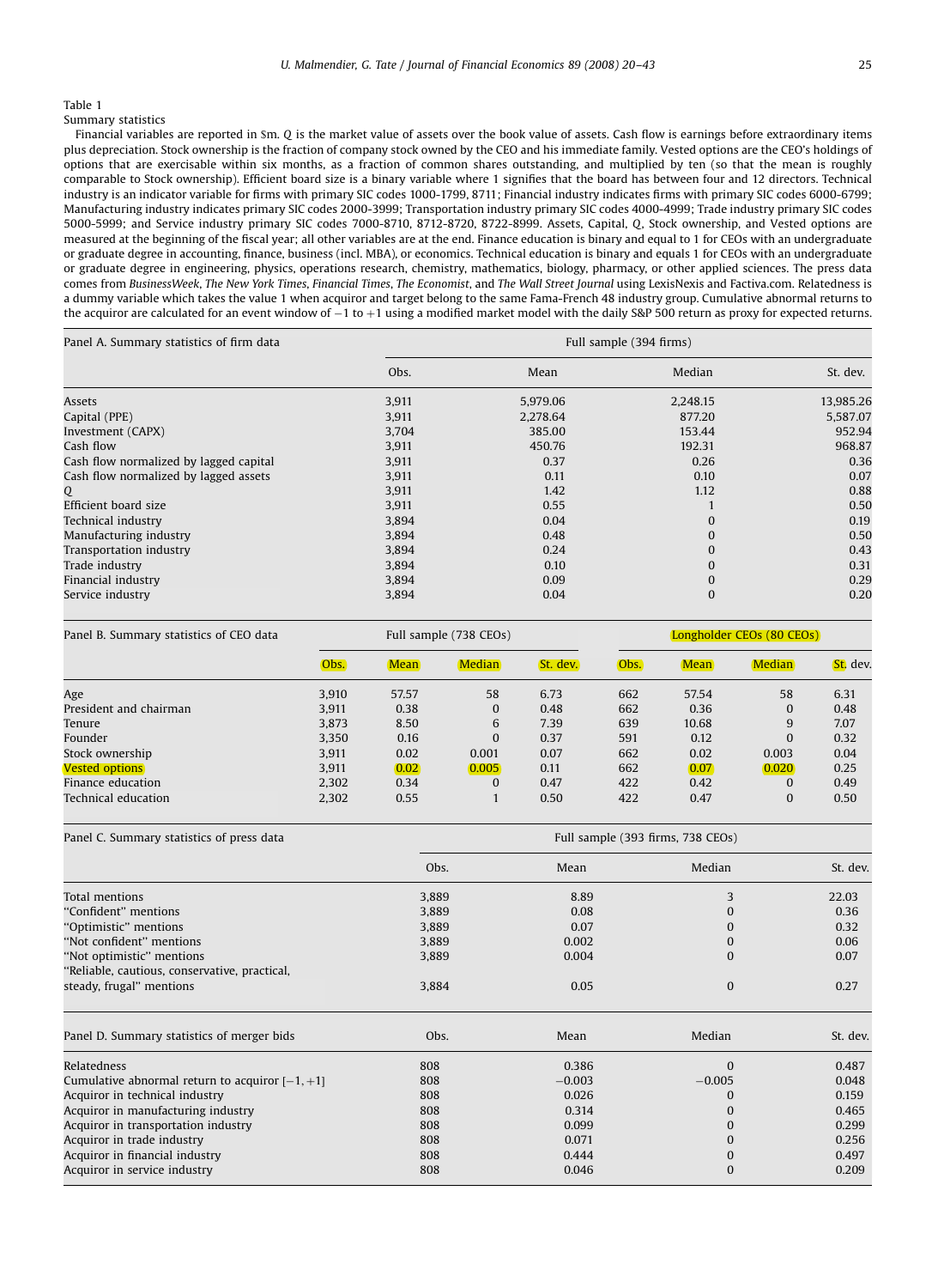Table 1

Summary statistics

Financial variables are reported in $m. Q is the market value of assets over the book value of assets. Cash flow is earnings before extraordinary items plus depreciation. Stock ownership is the fraction of company stock owned by the CEO and his immediate family. Vested options are the CEO's holdings of options that are exercisable within six months, as a fraction of common shares outstanding, and multiplied by ten (so that the mean is roughly comparable to Stock ownership). Efficient board size is a binary variable where 1 signifies that the board has between four and 12 directors. Technical industry is an indicator variable for firms with primary SIC codes 1000-1799, 8711; Financial industry indicates firms with primary SIC codes 6000-6799; Manufacturing industry indicates primary SIC codes 2000-3999; Transportation industry primary SIC codes 4000-4999; Trade industry primary SIC codes 5000-5999; and Service industry primary SIC codes 7000-8710, 8712-8720, 8722-8999. Assets, Capital, Q, Stock ownership, and Vested options are measured at the beginning of the fiscal year; all other variables are at the end. Finance education is binary and equal to 1 for CEOs with an undergraduate or graduate degree in accounting, finance, business (incl. MBA), or economics. Technical education is binary and equals 1 for CEOs with an undergraduate or graduate degree in engineering, physics, operations research, chemistry, mathematics, biology, pharmacy, or other applied sciences. The press data comes from *BusinessWeek*, *The New York Times*, *Financial Times*, *The Economist*, and *The Wall Street Journal* using LexisNexis and Factiva.com. Relatedness is a dummy variable which takes the value 1 when acquiror and target belong to the same Fama-French 48 industry group. Cumulative abnormal returns to the acquiror are calculated for an event window of −1 to +1 using a modified market model with the daily S&P 500 return as proxy for expected returns.

| Panel A. Summary statistics of firm data | Full sample (394 firms) | | | |
|---|---|---|---|---|
| | Obs. | Mean | Median | St. dev. |
| Assets | 3,911 | 5,979.06 | 2,248.15 | 13,985.26 |
| Capital (PPE) | 3,911 | 2,278.64 | 877.20 | 5,587.07 |
| Investment (CAPX) | 3,704 | 385.00 | 153.44 | 952.94 |
| Cash flow | 3,911 | 450.76 | 192.31 | 968.87 |
| Cash flow normalized by lagged capital | 3,911 | 0.37 | 0.26 | 0.36 |
| Cash flow normalized by lagged assets | 3,911 | 0.11 | 0.10 | 0.07 |
| Q | 3,911 | 1.42 | 1.12 | 0.88 |
| Efficient board size | 3,911 | 0.55 | 1 | 0.50 |
| Technical industry | 3,894 | 0.04 | 0 | 0.19 |
| Manufacturing industry | 3,894 | 0.48 | 0 | 0.50 |
| Transportation industry | 3,894 | 0.24 | 0 | 0.43 |
| Trade industry | 3,894 | 0.10 | 0 | 0.31 |
| Financial industry | 3,894 | 0.09 | 0 | 0.29 |
| Service industry | 3,894 | 0.04 | 0 | 0.20 |

| Panel B. Summary statistics of CEO data | Full sample (738 CEOs) | | | | Longholder CEOs (80 CEOs) | | | |
|---|---|---|---|---|---|---|---|---|
| | Obs. | Mean | Median | St. dev. | Obs. | Mean | Median | St. dev. |
| Age | 3,910 | 57.57 | 58 | 6.73 | 662 | 57.54 | 58 | 6.31 |
| President and chairman | 3,911 | 0.38 | 0 | 0.48 | 662 | 0.36 | 0 | 0.48 |
| Tenure | 3,873 | 8.50 | 6 | 7.39 | 639 | 10.68 | 9 | 7.07 |
| Founder | 3,350 | 0.16 | 0 | 0.37 | 591 | 0.12 | 0 | 0.32 |
| Stock ownership | 3,911 | 0.02 | 0.001 | 0.07 | 662 | 0.02 | 0.003 | 0.04 |
| Vested options | 3,911 | 0.02 | 0.005 | 0.11 | 662 | 0.07 | 0.020 | 0.25 |
| Finance education | 2,302 | 0.34 | 0 | 0.47 | 422 | 0.42 | 0 | 0.49 |
| Technical education | 2,302 | 0.55 | 1 | 0.50 | 422 | 0.47 | 0 | 0.50 |

| Panel C. Summary statistics of press data | Full sample (393 firms, 738 CEOs) | | | |
|---|---|---|---|---|
| | Obs. | Mean | Median | St. dev. |
| Total mentions | 3,889 | 8.89 | 3 | 22.03 |
| "Confident" mentions | 3,889 | 0.08 | 0 | 0.36 |
| "Optimistic" mentions | 3,889 | 0.07 | 0 | 0.32 |
| "Not confident" mentions | 3,889 | 0.002 | 0 | 0.06 |
| "Not optimistic" mentions | 3,889 | 0.004 | 0 | 0.07 |
| "Reliable, cautious, conservative, practical, steady, frugal" mentions | 3,884 | 0.05 | 0 | 0.27 |

| Panel D. Summary statistics of merger bids | Obs. | Mean | Median | St. dev. |
|---|---|---|---|---|
| Relatedness | 808 | 0.386 | 0 | 0.487 |
| Cumulative abnormal return to acquiror [−1, +1] | 808 | −0.003 | −0.005 | 0.048 |
| Acquiror in technical industry | 808 | 0.026 | 0 | 0.159 |
| Acquiror in manufacturing industry | 808 | 0.314 | 0 | 0.465 |
| Acquiror in transportation industry | 808 | 0.099 | 0 | 0.299 |
| Acquiror in trade industry | 808 | 0.071 | 0 | 0.256 |
| Acquiror in financial industry | 808 | 0.444 | 0 | 0.497 |
| Acquiror in service industry | 808 | 0.046 | 0 | 0.209 |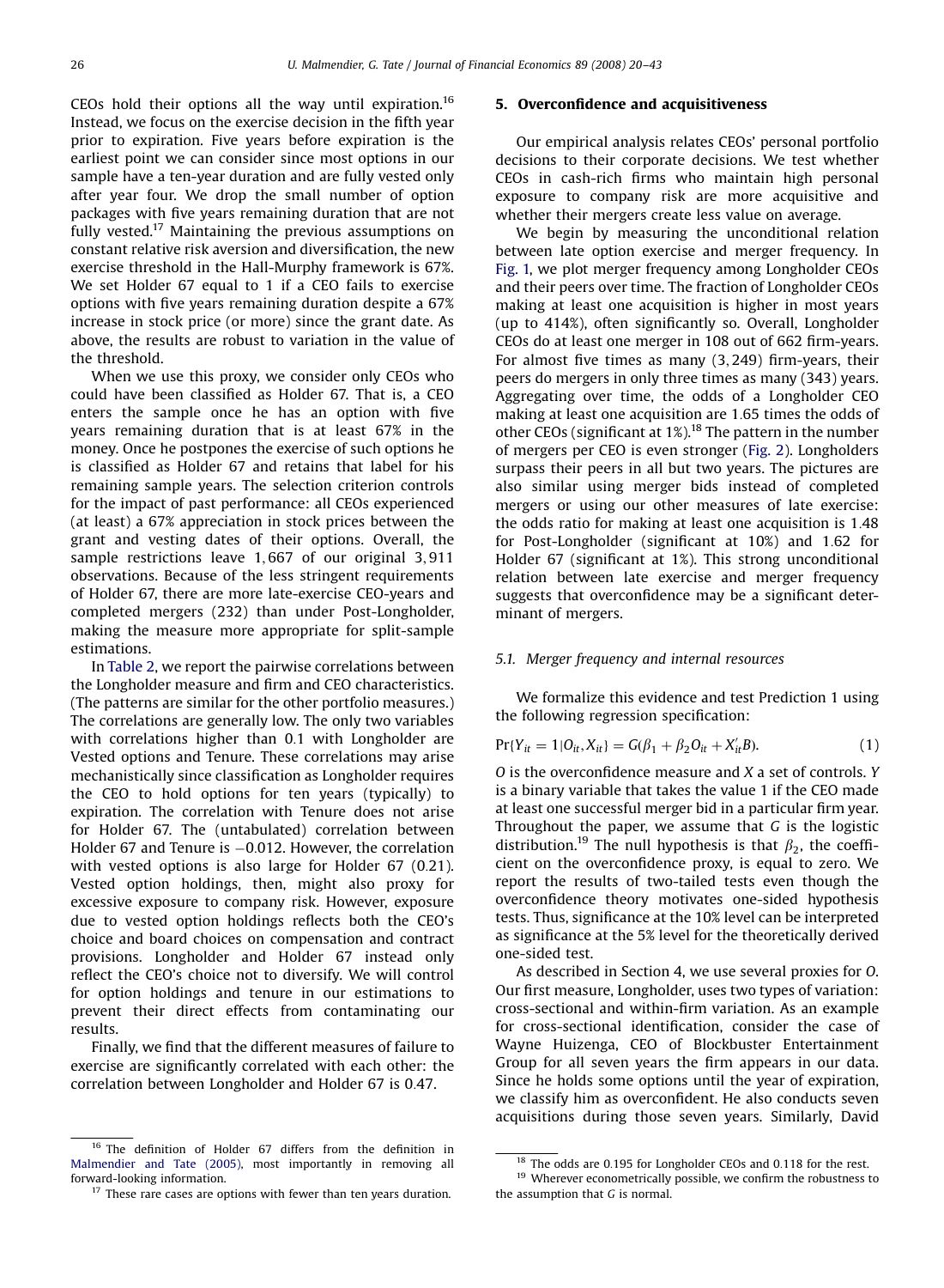CEOs hold their options all the way until expiration.[16] Instead, we focus on the exercise decision in the fifth year prior to expiration. Five years before expiration is the earliest point we can consider since most options in our sample have a ten-year duration and are fully vested only after year four. We drop the small number of option packages with five years remaining duration that are not fully vested.[17] Maintaining the previous assumptions on constant relative risk aversion and diversification, the new exercise threshold in the Hall-Murphy framework is 67%. We set Holder 67 equal to 1 if a CEO fails to exercise options with five years remaining duration despite a 67% increase in stock price (or more) since the grant date. As above, the results are robust to variation in the value of the threshold.

When we use this proxy, we consider only CEOs who could have been classified as Holder 67. That is, a CEO enters the sample once he has an option with five years remaining duration that is at least 67% in the money. Once he postpones the exercise of such options he is classified as Holder 67 and retains that label for his remaining sample years. The selection criterion controls for the impact of past performance: all CEOs experienced (at least) a 67% appreciation in stock prices between the grant and vesting dates of their options. Overall, the sample restrictions leave 1,667 of our original 3,911 observations. Because of the less stringent requirements of Holder 67, there are more late-exercise CEO-years and completed mergers (232) than under Post-Longholder, making the measure more appropriate for split-sample estimations.

In Table 2, we report the pairwise correlations between the Longholder measure and firm and CEO characteristics. (The patterns are similar for the other portfolio measures.) The correlations are generally low. The only two variables with correlations higher than 0.1 with Longholder are Vested options and Tenure. These correlations may arise mechanistically since classification as Longholder requires the CEO to hold options for ten years (typically) to expiration. The correlation with Tenure does not arise for Holder 67. The (untabulated) correlation between Holder 67 and Tenure is −0.012. However, the correlation with vested options is also large for Holder 67 (0.21). Vested option holdings, then, might also proxy for excessive exposure to company risk. However, exposure due to vested option holdings reflects both the CEO's choice and board choices on compensation and contract provisions. Longholder and Holder 67 instead only reflect the CEO's choice not to diversify. We will control for option holdings and tenure in our estimations to prevent their direct effects from contaminating our results.

Finally, we find that the different measures of failure to exercise are significantly correlated with each other: the correlation between Longholder and Holder 67 is 0.47.

## 5. Overconfidence and acquisitiveness

Our empirical analysis relates CEOs' personal portfolio decisions to their corporate decisions. We test whether CEOs in cash-rich firms who maintain high personal exposure to company risk are more acquisitive and whether their mergers create less value on average.

We begin by measuring the unconditional relation between late option exercise and merger frequency. In Fig. 1, we plot merger frequency among Longholder CEOs and their peers over time. The fraction of Longholder CEOs making at least one acquisition is higher in most years (up to 414%), often significantly so. Overall, Longholder CEOs do at least one merger in 108 out of 662 firm-years. For almost five times as many (3,249) firm-years, their peers do mergers in only three times as many (343) years. Aggregating over time, the odds of a Longholder CEO making at least one acquisition are 1.65 times the odds of other CEOs (significant at 1%).[18] The pattern in the number of mergers per CEO is even stronger (Fig. 2). Longholders surpass their peers in all but two years. The pictures are also similar using merger bids instead of completed mergers or using our other measures of late exercise: the odds ratio for making at least one acquisition is 1.48 for Post-Longholder (significant at 10%) and 1.62 for Holder 67 (significant at 1%). This strong unconditional relation between late exercise and merger frequency suggests that overconfidence may be a significant determinant of mergers.

### 5.1. Merger frequency and internal resources

We formalize this evidence and test Prediction 1 using the following regression specification:

$$\Pr\{Y_{it} = 1 | O_{it}, X_{it}\} = G(\beta_1 + \beta_2 O_{it} + X_{it}'B). \tag{1}$$

$O$ is the overconfidence measure and $X$ a set of controls. $Y$ is a binary variable that takes the value 1 if the CEO made at least one successful merger bid in a particular firm year. Throughout the paper, we assume that $G$ is the logistic distribution.[19] The null hypothesis is that $\beta_2$, the coefficient on the overconfidence proxy, is equal to zero. We report the results of two-tailed tests even though the overconfidence theory motivates one-sided hypothesis tests. Thus, significance at the 10% level can be interpreted as significance at the 5% level for the theoretically derived one-sided test.

As described in Section 4, we use several proxies for $O$. Our first measure, Longholder, uses two types of variation: cross-sectional and within-firm variation. As an example for cross-sectional identification, consider the case of Wayne Huizenga, CEO of Blockbuster Entertainment Group for all seven years the firm appears in our data. Since he holds some options until the year of expiration, we classify him as overconfident. He also conducts seven acquisitions during those seven years. Similarly, David

---

[16] The definition of Holder 67 differs from the definition in Malmendier and Tate (2005), most importantly in removing all forward-looking information.

[17] These rare cases are options with fewer than ten years duration.

[18] The odds are 0.195 for Longholder CEOs and 0.118 for the rest.

[19] Wherever econometrically possible, we confirm the robustness to the assumption that $G$ is normal.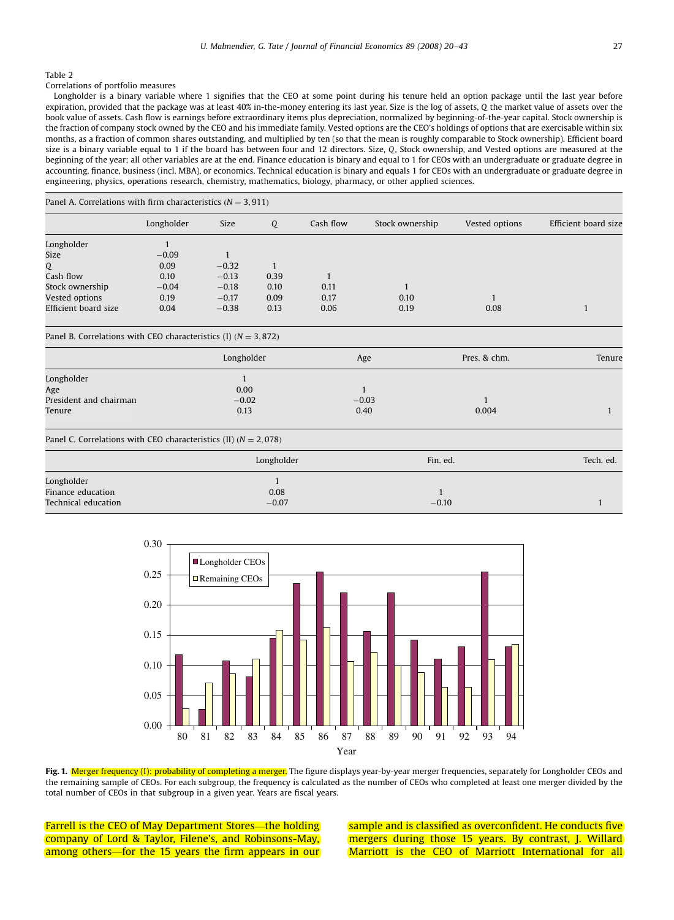Table 2

Correlations of portfolio measures

Longholder is a binary variable where 1 signifies that the CEO at some point during his tenure held an option package until the last year before expiration, provided that the package was at least 40% in-the-money entering its last year. Size is the log of assets, $Q$ the market value of assets over the book value of assets. Cash flow is earnings before extraordinary items plus depreciation, normalized by beginning-of-the-year capital. Stock ownership is the fraction of company stock owned by the CEO and his immediate family. Vested options are the CEO's holdings of options that are exercisable within six months, as a fraction of common shares outstanding, and multiplied by ten (so that the mean is roughly comparable to Stock ownership). Efficient board size is a binary variable equal to 1 if the board has between four and 12 directors. Size, $Q$, Stock ownership, and Vested options are measured at the beginning of the year; all other variables are at the end. Finance education is binary and equal to 1 for CEOs with an undergraduate or graduate degree in accounting, finance, business (incl. MBA), or economics. Technical education is binary and equals 1 for CEOs with an undergraduate or graduate degree in engineering, physics, operations research, chemistry, mathematics, biology, pharmacy, or other applied sciences.

Panel A. Correlations with firm characteristics ($N = 3,911$)

| | Longholder | Size | $Q$ | Cash flow | Stock ownership | Vested options | Efficient board size |
|---|---|---|---|---|---|---|---|
| Longholder | 1 | | | | | | |
| Size | −0.09 | 1 | | | | | |
| $Q$ | 0.09 | −0.32 | 1 | | | | |
| Cash flow | 0.10 | −0.13 | 0.39 | 1 | | | |
| Stock ownership | −0.04 | −0.18 | 0.10 | 0.11 | 1 | | |
| Vested options | 0.19 | −0.17 | 0.09 | 0.17 | 0.10 | 1 | |
| Efficient board size | 0.04 | −0.38 | 0.13 | 0.06 | 0.19 | 0.08 | 1 |

Panel B. Correlations with CEO characteristics (I) ($N = 3,872$)

| | Longholder | Age | Pres. & chm. | Tenure |
|---|---|---|---|---|
| Longholder | 1 | | | |
| Age | 0.00 | 1 | | |
| President and chairman | −0.02 | −0.03 | 1 | |
| Tenure | 0.13 | 0.40 | 0.004 | 1 |

Panel C. Correlations with CEO characteristics (II) ($N = 2,078$)

| | Longholder | Fin. ed. | Tech. ed. |
|---|---|---|---|
| Longholder | 1 | | |
| Finance education | 0.08 | 1 | |
| Technical education | −0.07 | −0.10 | 1 |

**Fig. 1.** Merger frequency (I): probability of completing a merger. The figure displays year-by-year merger frequencies, separately for Longholder CEOs and the remaining sample of CEOs. For each subgroup, the frequency is calculated as the number of CEOs who completed at least one merger divided by the total number of CEOs in that subgroup in a given year. Years are fiscal years.

Farrell is the CEO of May Department Stores—the holding company of Lord & Taylor, Filene's, and Robinsons-May, among others—for the 15 years the firm appears in our sample and is classified as overconfident. He conducts five mergers during those 15 years. By contrast, J. Willard Marriott is the CEO of Marriott International for all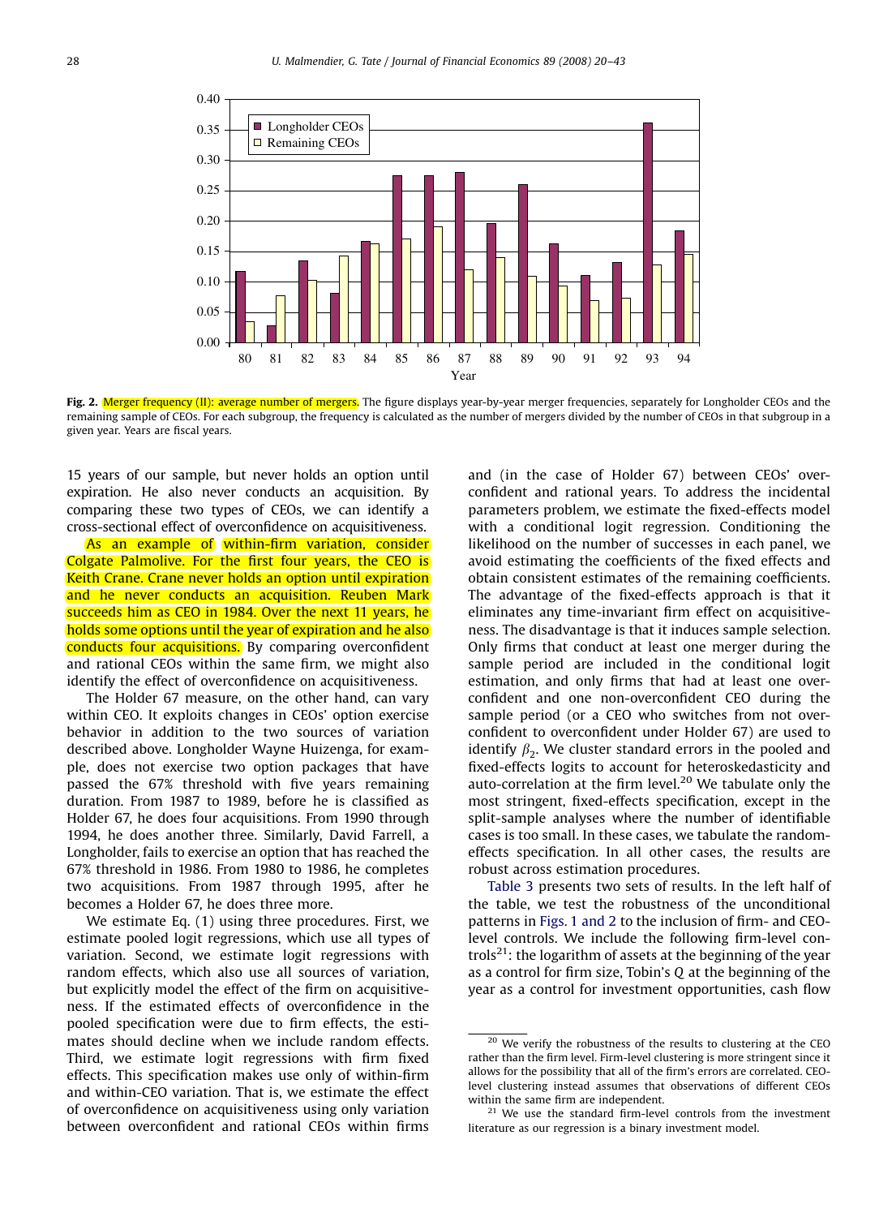0.40
0.35
0.30
0.25
0.20
0.15
0.10
0.05
0.00

Longholder CEOs
Remaining CEOs

80 81 82 83 84 85 86 87 88 89 90 91 92 93 94

Year

**Fig. 2.** Merger frequency (II): average number of mergers. The figure displays year-by-year merger frequencies, separately for Longholder CEOs and the remaining sample of CEOs. For each subgroup, the frequency is calculated as the number of mergers divided by the number of CEOs in that subgroup in a given year. Years are fiscal years.

15 years of our sample, but never holds an option until expiration. He also never conducts an acquisition. By comparing these two types of CEOs, we can identify a cross-sectional effect of overconfidence on acquisitiveness.

As an example of within-firm variation, consider Colgate Palmolive. For the first four years, the CEO is Keith Crane. Crane never holds an option until expiration and he never conducts an acquisition. Reuben Mark succeeds him as CEO in 1984. Over the next 11 years, he holds some options until the year of expiration and he also conducts four acquisitions. By comparing overconfident and rational CEOs within the same firm, we might also identify the effect of overconfidence on acquisitiveness.

The Holder 67 measure, on the other hand, can vary within CEO. It exploits changes in CEOs' option exercise behavior in addition to the two sources of variation described above. Longholder Wayne Huizenga, for example, does not exercise two option packages that have passed the 67% threshold with five years remaining duration. From 1987 to 1989, before he is classified as Holder 67, he does four acquisitions. From 1990 through 1994, he does another three. Similarly, David Farrell, a Longholder, fails to exercise an option that has reached the 67% threshold in 1986. From 1980 to 1986, he completes two acquisitions. From 1987 through 1995, after he becomes a Holder 67, he does three more.

We estimate Eq. (1) using three procedures. First, we estimate pooled logit regressions, which use all types of variation. Second, we estimate logit regressions with random effects, which also use all sources of variation, but explicitly model the effect of the firm on acquisitiveness. If the estimated effects of overconfidence in the pooled specification were due to firm effects, the estimates should decline when we include random effects. Third, we estimate logit regressions with firm fixed effects. This specification makes use only of within-firm and within-CEO variation. That is, we estimate the effect of overconfidence on acquisitiveness using only variation between overconfident and rational CEOs within firms and (in the case of Holder 67) between CEOs' overconfident and rational years. To address the incidental parameters problem, we estimate the fixed-effects model with a conditional logit regression. Conditioning the likelihood on the number of successes in each panel, we avoid estimating the coefficients of the fixed effects and obtain consistent estimates of the remaining coefficients. The advantage of the fixed-effects approach is that it eliminates any time-invariant firm effect on acquisitiveness. The disadvantage is that it induces sample selection. Only firms that conduct at least one merger during the sample period are included in the conditional logit estimation, and only firms that had at least one overconfident and one non-overconfident CEO during the sample period (or a CEO who switches from not overconfident to overconfident under Holder 67) are used to identify $\beta_2$. We cluster standard errors in the pooled and fixed-effects logits to account for heteroskedasticity and auto-correlation at the firm level.[20] We tabulate only the most stringent, fixed-effects specification, except in the split-sample analyses where the number of identifiable cases is too small. In these cases, we tabulate the random-effects specification. In all other cases, the results are robust across estimation procedures.

Table 3 presents two sets of results. In the left half of the table, we test the robustness of the unconditional patterns in Figs. 1 and 2 to the inclusion of firm- and CEO-level controls. We include the following firm-level controls[21]: the logarithm of assets at the beginning of the year as a control for firm size, Tobin's $Q$ at the beginning of the year as a control for investment opportunities, cash flow

[20] We verify the robustness of the results to clustering at the CEO rather than the firm level. Firm-level clustering is more stringent since it allows for the possibility that all of the firm's errors are correlated. CEO-level clustering instead assumes that observations of different CEOs within the same firm are independent.

[21] We use the standard firm-level controls from the investment literature as our regression is a binary investment model.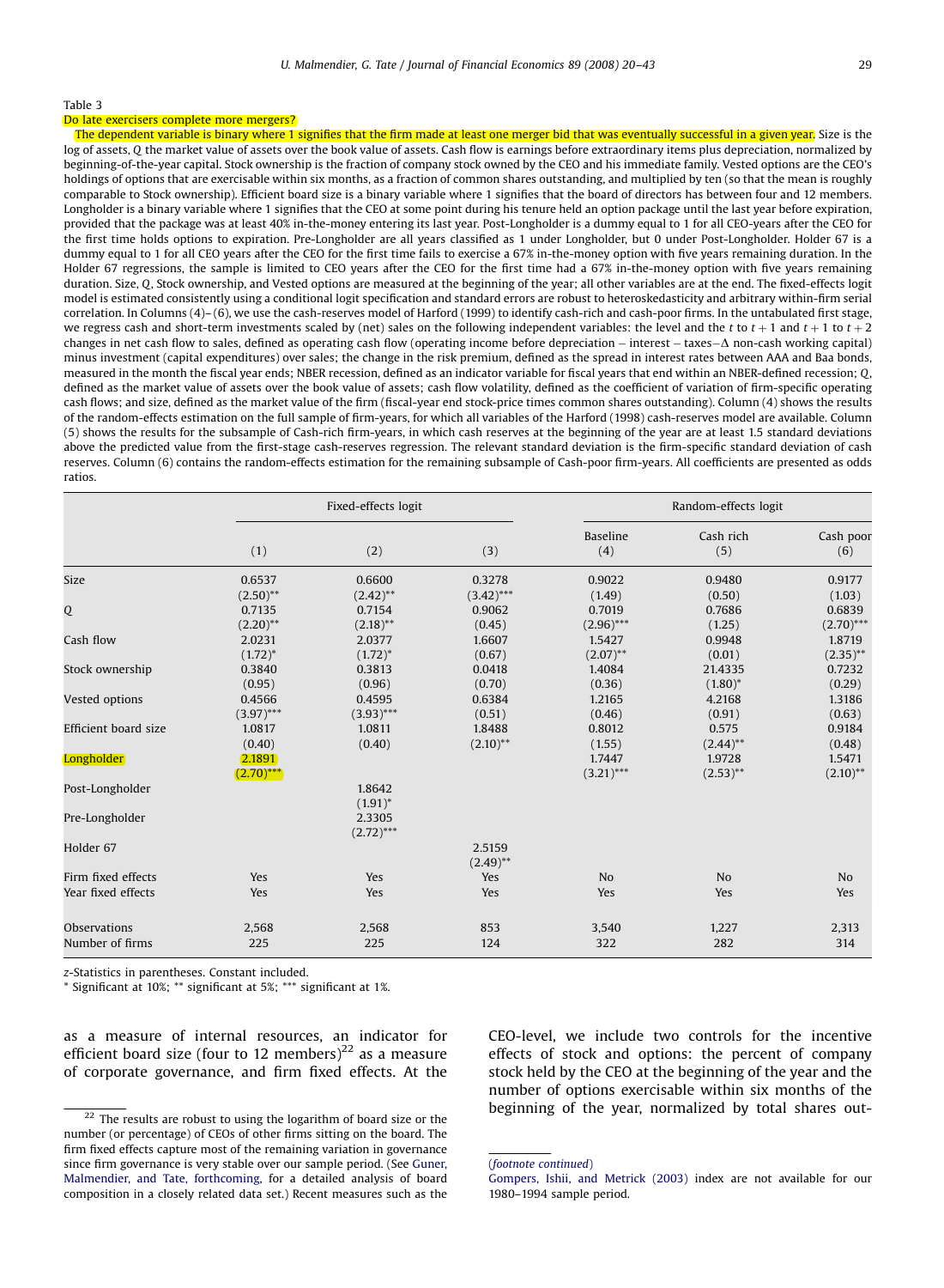Table 3

Do late exercisers complete more mergers?

The dependent variable is binary where 1 signifies that the firm made at least one merger bid that was eventually successful in a given year. Size is the log of assets, Q the market value of assets over the book value of assets. Cash flow is earnings before extraordinary items plus depreciation, normalized by beginning-of-the-year capital. Stock ownership is the fraction of company stock owned by the CEO and his immediate family. Vested options are the CEO's holdings of options that are exercisable within six months, as a fraction of common shares outstanding, and multiplied by ten (so that the mean is roughly comparable to Stock ownership). Efficient board size is a binary variable where 1 signifies that the board of directors has between four and 12 members. Longholder is a binary variable where 1 signifies that the CEO at some point during his tenure held an option package until the last year before expiration, provided that the package was at least 40% in-the-money entering its last year. Post-Longholder is a dummy equal to 1 for all CEO-years after the CEO for the first time holds options to expiration. Pre-Longholder are all years classified as 1 under Longholder, but 0 under Post-Longholder. Holder 67 is a dummy equal to 1 for all CEO years after the CEO for the first time fails to exercise a 67% in-the-money option with five years remaining duration. In the Holder 67 regressions, the sample is limited to CEO years after the CEO for the first time had a 67% in-the-money option with five years remaining duration. Size, Q, Stock ownership, and Vested options are measured at the beginning of the year; all other variables are at the end. The fixed-effects logit model is estimated consistently using a conditional logit specification and standard errors are robust to heteroskedasticity and arbitrary within-firm serial correlation. In Columns (4)–(6), we use the cash-reserves model of Harford (1999) to identify cash-rich and cash-poor firms. In the untabulated first stage, we regress cash and short-term investments scaled by (net) sales on the following independent variables: the level and the $t$ to $t+1$ and $t+1$ to $t+2$ changes in net cash flow to sales, defined as operating cash flow (operating income before depreciation − interest − taxes−Δ non-cash working capital) minus investment (capital expenditures) over sales; the change in the risk premium, defined as the spread in interest rates between AAA and Baa bonds, measured in the month the fiscal year ends; NBER recession, defined as an indicator variable for fiscal years that end within an NBER-defined recession; Q, defined as the market value of assets over the book value of assets; cash flow volatility, defined as the coefficient of variation of firm-specific operating cash flows; and size, defined as the market value of the firm (fiscal-year end stock-price times common shares outstanding). Column (4) shows the results of the random-effects estimation on the full sample of firm-years, for which all variables of the Harford (1998) cash-reserves model are available. Column (5) shows the results for the subsample of Cash-rich firm-years, in which cash reserves at the beginning of the year are at least 1.5 standard deviations above the predicted value from the first-stage cash-reserves regression. The relevant standard deviation is the firm-specific standard deviation of cash reserves. Column (6) contains the random-effects estimation for the remaining subsample of Cash-poor firm-years. All coefficients are presented as odds ratios.

| | Fixed-effects logit | | | Random-effects logit | | |
|---|---|---|---|---|---|---|
| | | | | Baseline | Cash rich | Cash poor |
| | (1) | (2) | (3) | (4) | (5) | (6) |
| Size | 0.6537 | 0.6600 | 0.3278 | 0.9022 | 0.9480 | 0.9177 |
| | (2.50)** | (2.42)** | (3.42)*** | (1.49) | (0.50) | (1.03) |
| Q | 0.7135 | 0.7154 | 0.9062 | 0.7019 | 0.7686 | 0.6839 |
| | (2.20)** | (2.18)** | (0.45) | (2.96)*** | (1.25) | (2.70)*** |
| Cash flow | 2.0231 | 2.0377 | 1.6607 | 1.5427 | 0.9948 | 1.8719 |
| | (1.72)* | (1.72)* | (0.67) | (2.07)** | (0.01) | (2.35)** |
| Stock ownership | 0.3840 | 0.3813 | 0.0418 | 1.4084 | 21.4335 | 0.7232 |
| | (0.95) | (0.96) | (0.70) | (0.36) | (1.80)* | (0.29) |
| Vested options | 0.4566 | 0.4595 | 0.6384 | 1.2165 | 4.2168 | 1.3186 |
| | (3.97)*** | (3.93)*** | (0.51) | (0.46) | (0.91) | (0.63) |
| Efficient board size | 1.0817 | 1.0811 | 1.8488 | 0.8012 | 0.575 | 0.9184 |
| | (0.40) | (0.40) | (2.10)** | (1.55) | (2.44)** | (0.48) |
| Longholder | 2.1891 | | | 1.7447 | 1.9728 | 1.5471 |
| | (2.70)*** | | | (3.21)*** | (2.53)** | (2.10)** |
| Post-Longholder | | 1.8642 | | | | |
| | | (1.91)* | | | | |
| Pre-Longholder | | 2.3305 | | | | |
| | | (2.72)*** | | | | |
| Holder 67 | | | 2.5159 | | | |
| | | | (2.49)** | | | |
| Firm fixed effects | Yes | Yes | Yes | No | No | No |
| Year fixed effects | Yes | Yes | Yes | Yes | Yes | Yes |
| Observations | 2,568 | 2,568 | 853 | 3,540 | 1,227 | 2,313 |
| Number of firms | 225 | 225 | 124 | 322 | 282 | 314 |

$z$-Statistics in parentheses. Constant included.

\* Significant at 10%; \*\* significant at 5%; \*\*\* significant at 1%.

as a measure of internal resources, an indicator for efficient board size (four to 12 members)[22] as a measure of corporate governance, and firm fixed effects. At the CEO-level, we include two controls for the incentive effects of stock and options: the percent of company stock held by the CEO at the beginning of the year and the number of options exercisable within six months of the beginning of the year, normalized by total shares out-

[22] The results are robust to using the logarithm of board size or the number (or percentage) of CEOs of other firms sitting on the board. The firm fixed effects capture most of the remaining variation in governance since firm governance is very stable over our sample period. (See Guner, Malmendier, and Tate, forthcoming, for a detailed analysis of board composition in a closely related data set.) Recent measures such as the

(*footnote continued*)
Gompers, Ishii, and Metrick (2003) index are not available for our 1980–1994 sample period.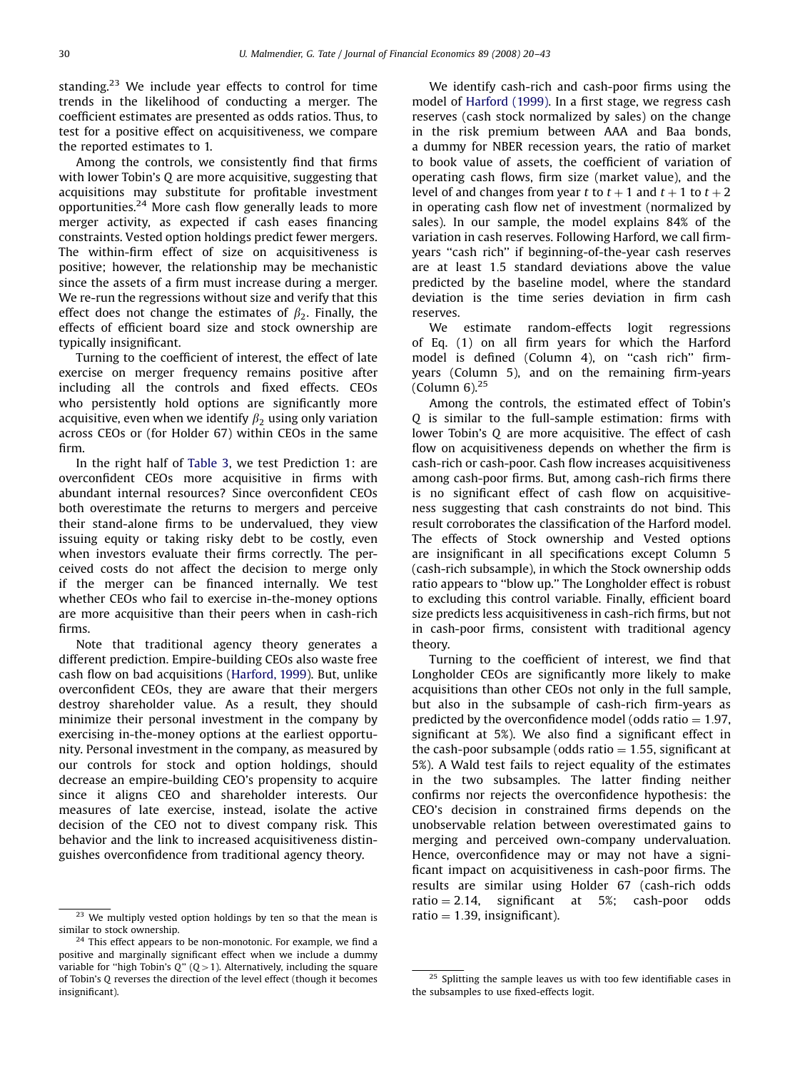standing.[23] We include year effects to control for time trends in the likelihood of conducting a merger. The coefficient estimates are presented as odds ratios. Thus, to test for a positive effect on acquisitiveness, we compare the reported estimates to 1.

Among the controls, we consistently find that firms with lower Tobin's $Q$ are more acquisitive, suggesting that acquisitions may substitute for profitable investment opportunities.[24] More cash flow generally leads to more merger activity, as expected if cash eases financing constraints. Vested option holdings predict fewer mergers. The within-firm effect of size on acquisitiveness is positive; however, the relationship may be mechanistic since the assets of a firm must increase during a merger. We re-run the regressions without size and verify that this effect does not change the estimates of $\beta_2$. Finally, the effects of efficient board size and stock ownership are typically insignificant.

Turning to the coefficient of interest, the effect of late exercise on merger frequency remains positive after including all the controls and fixed effects. CEOs who persistently hold options are significantly more acquisitive, even when we identify $\beta_2$ using only variation across CEOs or (for Holder 67) within CEOs in the same firm.

In the right half of Table 3, we test Prediction 1: are overconfident CEOs more acquisitive in firms with abundant internal resources? Since overconfident CEOs both overestimate the returns to mergers and perceive their stand-alone firms to be undervalued, they view issuing equity or taking risky debt to be costly, even when investors evaluate their firms correctly. The perceived costs do not affect the decision to merge only if the merger can be financed internally. We test whether CEOs who fail to exercise in-the-money options are more acquisitive than their peers when in cash-rich firms.

Note that traditional agency theory generates a different prediction. Empire-building CEOs also waste free cash flow on bad acquisitions (Harford, 1999). But, unlike overconfident CEOs, they are aware that their mergers destroy shareholder value. As a result, they should minimize their personal investment in the company by exercising in-the-money options at the earliest opportunity. Personal investment in the company, as measured by our controls for stock and option holdings, should decrease an empire-building CEO's propensity to acquire since it aligns CEO and shareholder interests. Our measures of late exercise, instead, isolate the active decision of the CEO not to divest company risk. This behavior and the link to increased acquisitiveness distinguishes overconfidence from traditional agency theory.

We identify cash-rich and cash-poor firms using the model of Harford (1999). In a first stage, we regress cash reserves (cash stock normalized by sales) on the change in the risk premium between AAA and Baa bonds, a dummy for NBER recession years, the ratio of market to book value of assets, the coefficient of variation of operating cash flows, firm size (market value), and the level of and changes from year $t$ to $t+1$ and $t+1$ to $t+2$ in operating cash flow net of investment (normalized by sales). In our sample, the model explains 84% of the variation in cash reserves. Following Harford, we call firm-years "cash rich" if beginning-of-the-year cash reserves are at least 1.5 standard deviations above the value predicted by the baseline model, where the standard deviation is the time series deviation in firm cash reserves.

We estimate random-effects logit regressions of Eq. (1) on all firm years for which the Harford model is defined (Column 4), on "cash rich" firm-years (Column 5), and on the remaining firm-years (Column 6).[25]

Among the controls, the estimated effect of Tobin's $Q$ is similar to the full-sample estimation: firms with lower Tobin's $Q$ are more acquisitive. The effect of cash flow on acquisitiveness depends on whether the firm is cash-rich or cash-poor. Cash flow increases acquisitiveness among cash-poor firms. But, among cash-rich firms there is no significant effect of cash flow on acquisitiveness suggesting that cash constraints do not bind. This result corroborates the classification of the Harford model. The effects of Stock ownership and Vested options are insignificant in all specifications except Column 5 (cash-rich subsample), in which the Stock ownership odds ratio appears to "blow up." The Longholder effect is robust to excluding this control variable. Finally, efficient board size predicts less acquisitiveness in cash-rich firms, but not in cash-poor firms, consistent with traditional agency theory.

Turning to the coefficient of interest, we find that Longholder CEOs are significantly more likely to make acquisitions than other CEOs not only in the full sample, but also in the subsample of cash-rich firm-years as predicted by the overconfidence model (odds ratio = 1.97, significant at 5%). We also find a significant effect in the cash-poor subsample (odds ratio = 1.55, significant at 5%). A Wald test fails to reject equality of the estimates in the two subsamples. The latter finding neither confirms nor rejects the overconfidence hypothesis: the CEO's decision in constrained firms depends on the unobservable relation between overestimated gains to merging and perceived own-company undervaluation. Hence, overconfidence may or may not have a significant impact on acquisitiveness in cash-poor firms. The results are similar using Holder 67 (cash-rich odds ratio = 2.14, significant at 5%; cash-poor odds ratio = 1.39, insignificant).

[23] We multiply vested option holdings by ten so that the mean is similar to stock ownership.

[24] This effect appears to be non-monotonic. For example, we find a positive and marginally significant effect when we include a dummy variable for "high Tobin's $Q$" ($Q>1$). Alternatively, including the square of Tobin's $Q$ reverses the direction of the level effect (though it becomes insignificant).

[25] Splitting the sample leaves us with too few identifiable cases in the subsamples to use fixed-effects logit.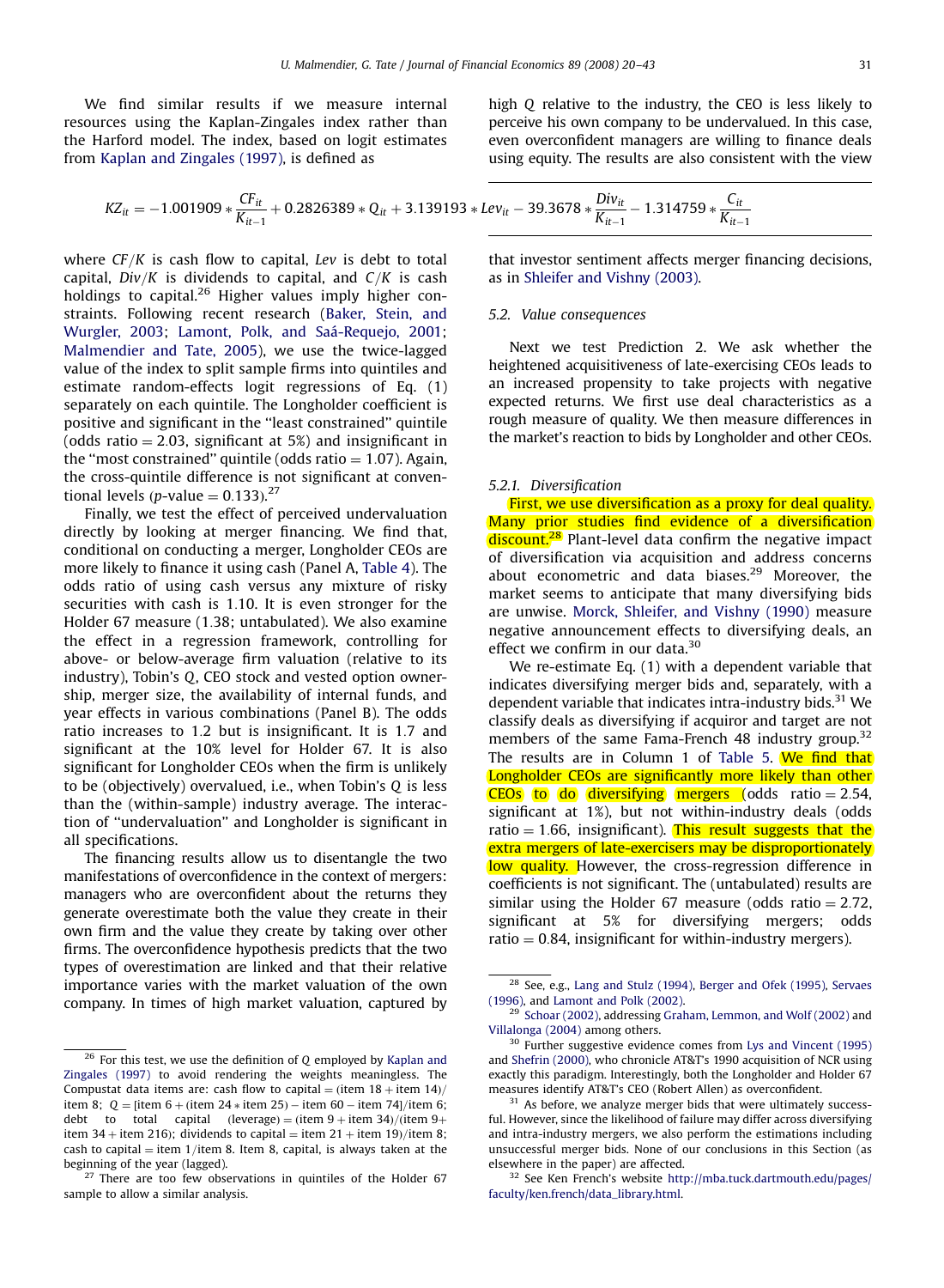We find similar results if we measure internal resources using the Kaplan-Zingales index rather than the Harford model. The index, based on logit estimates from Kaplan and Zingales (1997), is defined as

$$KZ_{it} = -1.001909 * \frac{CF_{it}}{K_{it-1}} + 0.2826389 * Q_{it} + 3.139193 * Lev_{it} - 39.3678 * \frac{Div_{it}}{K_{it-1}} - 1.314759 * \frac{C_{it}}{K_{it-1}}$$

where $CF/K$ is cash flow to capital, $Lev$ is debt to total capital, $Div/K$ is dividends to capital, and $C/K$ is cash holdings to capital.[26] Higher values imply higher constraints. Following recent research (Baker, Stein, and Wurgler, 2003; Lamont, Polk, and Saá-Requejo, 2001; Malmendier and Tate, 2005), we use the twice-lagged value of the index to split sample firms into quintiles and estimate random-effects logit regressions of Eq. (1) separately on each quintile. The Longholder coefficient is positive and significant in the "least constrained" quintile (odds ratio = 2.03, significant at 5%) and insignificant in the "most constrained" quintile (odds ratio = 1.07). Again, the cross-quintile difference is not significant at conventional levels ($p$-value = 0.133).[27]

Finally, we test the effect of perceived undervaluation directly by looking at merger financing. We find that, conditional on conducting a merger, Longholder CEOs are more likely to finance it using cash (Panel A, Table 4). The odds ratio of using cash versus any mixture of risky securities with cash is 1.10. It is even stronger for the Holder 67 measure (1.38; untabulated). We also examine the effect in a regression framework, controlling for above- or below-average firm valuation (relative to its industry), Tobin's $Q$, CEO stock and vested option ownership, merger size, the availability of internal funds, and year effects in various combinations (Panel B). The odds ratio increases to 1.2 but is insignificant. It is 1.7 and significant at the 10% level for Holder 67. It is also significant for Longholder CEOs when the firm is unlikely to be (objectively) overvalued, i.e., when Tobin's $Q$ is less than the (within-sample) industry average. The interaction of "undervaluation" and Longholder is significant in all specifications.

The financing results allow us to disentangle the two manifestations of overconfidence in the context of mergers: managers who are overconfident about the returns they generate overestimate both the value they create in their own firm and the value they create by taking over other firms. The overconfidence hypothesis predicts that the two types of overestimation are linked and that their relative importance varies with the market valuation of the own company. In times of high market valuation, captured by high $Q$ relative to the industry, the CEO is less likely to perceive his own company to be undervalued. In this case, even overconfident managers are willing to finance deals using equity. The results are also consistent with the view that investor sentiment affects merger financing decisions, as in Shleifer and Vishny (2003).

### 5.2. Value consequences

Next we test Prediction 2. We ask whether the heightened acquisitiveness of late-exercising CEOs leads to an increased propensity to take projects with negative expected returns. We first use deal characteristics as a rough measure of quality. We then measure differences in the market's reaction to bids by Longholder and other CEOs.

#### 5.2.1. Diversification

First, we use diversification as a proxy for deal quality. Many prior studies find evidence of a diversification discount.[28] Plant-level data confirm the negative impact of diversification via acquisition and address concerns about econometric and data biases.[29] Moreover, the market seems to anticipate that many diversifying bids are unwise. Morck, Shleifer, and Vishny (1990) measure negative announcement effects to diversifying deals, an effect we confirm in our data.[30]

We re-estimate Eq. (1) with a dependent variable that indicates diversifying merger bids and, separately, with a dependent variable that indicates intra-industry bids.[31] We classify deals as diversifying if acquiror and target are not members of the same Fama-French 48 industry group.[32] The results are in Column 1 of Table 5. We find that Longholder CEOs are significantly more likely than other CEOs to do diversifying mergers (odds ratio = 2.54, significant at 1%), but not within-industry deals (odds ratio = 1.66, insignificant). This result suggests that the extra mergers of late-exercisers may be disproportionately low quality. However, the cross-regression difference in coefficients is not significant. The (untabulated) results are similar using the Holder 67 measure (odds ratio = 2.72, significant at 5% for diversifying mergers; odds ratio = 0.84, insignificant for within-industry mergers).

---

[26] For this test, we use the definition of $Q$ employed by Kaplan and Zingales (1997) to avoid rendering the weights meaningless. The Compustat data items are: cash flow to capital = (item 18 + item 14)/item 8; $Q$ = [item 6 + (item 24 * item 25) − item 60 − item 74]/item 6; debt to total capital (leverage) = (item 9 + item 34)/(item 9 + item 34 + item 216); dividends to capital = item 21 + item 19)/item 8; cash to capital = item 1/item 8. Item 8, capital, is always taken at the beginning of the year (lagged).

[27] There are too few observations in quintiles of the Holder 67 sample to allow a similar analysis.

[28] See, e.g., Lang and Stulz (1994), Berger and Ofek (1995), Servaes (1996), and Lamont and Polk (2002).

[29] Schoar (2002), addressing Graham, Lemmon, and Wolf (2002) and Villalonga (2004) among others.

[30] Further suggestive evidence comes from Lys and Vincent (1995) and Shefrin (2000), who chronicle AT&T's 1990 acquisition of NCR using exactly this paradigm. Interestingly, both the Longholder and Holder 67 measures identify AT&T's CEO (Robert Allen) as overconfident.

[31] As before, we analyze merger bids that were ultimately successful. However, since the likelihood of failure may differ across diversifying and intra-industry mergers, we also perform the estimations including unsuccessful merger bids. None of our conclusions in this Section (as elsewhere in the paper) are affected.

[32] See Ken French's website http://mba.tuck.dartmouth.edu/pages/faculty/ken.french/data_library.html.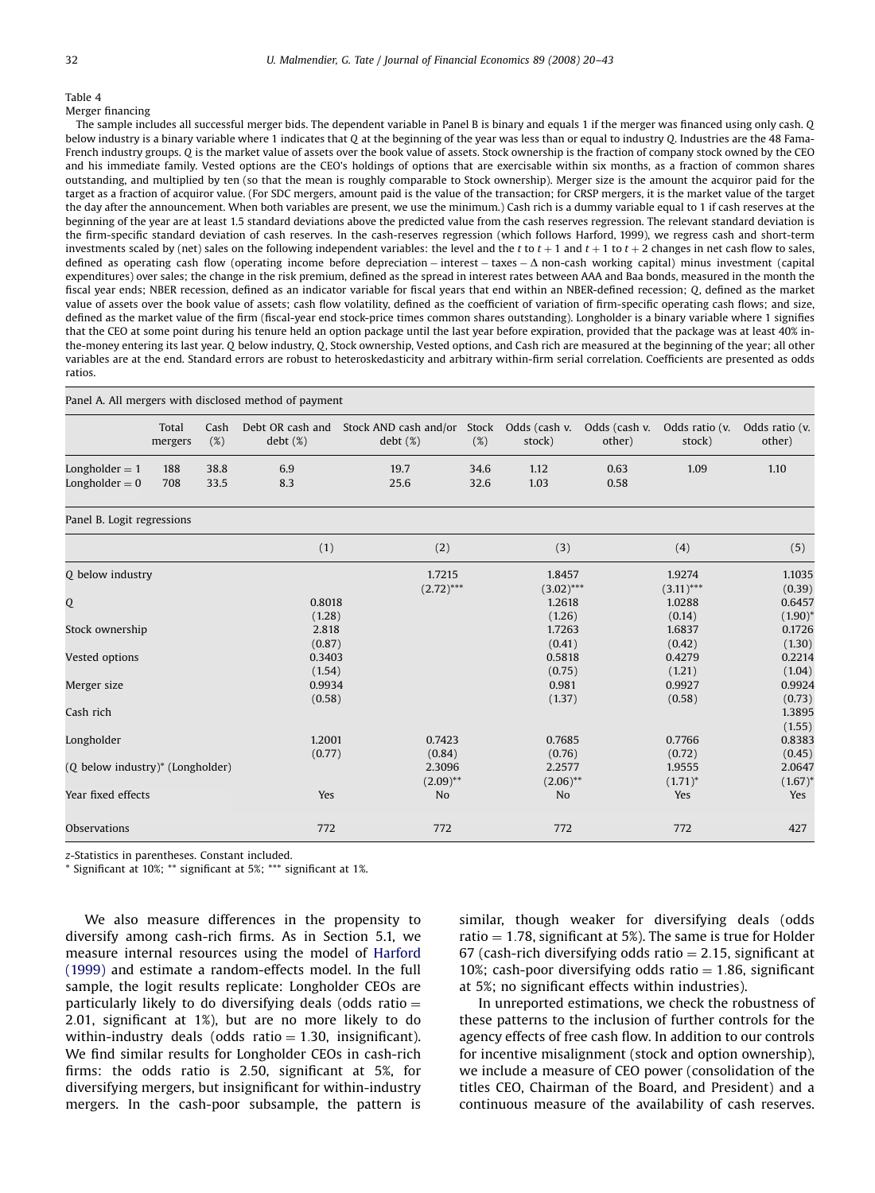Table 4

Merger financing

The sample includes all successful merger bids. The dependent variable in Panel B is binary and equals 1 if the merger was financed using only cash. $Q$ below industry is a binary variable where 1 indicates that $Q$ at the beginning of the year was less than or equal to industry $Q$. Industries are the 48 Fama-French industry groups. $Q$ is the market value of assets over the book value of assets. Stock ownership is the fraction of company stock owned by the CEO and his immediate family. Vested options are the CEO's holdings of options that are exercisable within six months, as a fraction of common shares outstanding, and multiplied by ten (so that the mean is roughly comparable to Stock ownership). Merger size is the amount the acquiror paid for the target as a fraction of acquiror value. (For SDC mergers, amount paid is the value of the transaction; for CRSP mergers, it is the market value of the target the day after the announcement. When both variables are present, we use the minimum.) Cash rich is a dummy variable equal to 1 if cash reserves at the beginning of the year are at least 1.5 standard deviations above the predicted value from the cash reserves regression. The relevant standard deviation is the firm-specific standard deviation of cash reserves. In the cash-reserves regression (which follows Harford, 1999), we regress cash and short-term investments scaled by (net) sales on the following independent variables: the level and the $t$ to $t+1$ and $t+1$ to $t+2$ changes in net cash flow to sales, defined as operating cash flow (operating income before depreciation − interest − taxes − Δ non-cash working capital) minus investment (capital expenditures) over sales; the change in the risk premium, defined as the spread in interest rates between AAA and Baa bonds, measured in the month the fiscal year ends; NBER recession, defined as an indicator variable for fiscal years that end within an NBER-defined recession; $Q$, defined as the market value of assets over the book value of assets; cash flow volatility, defined as the coefficient of variation of firm-specific operating cash flows; and size, defined as the market value of the firm (fiscal-year end stock-price times common shares outstanding). Longholder is a binary variable where 1 signifies that the CEO at some point during his tenure held an option package until the last year before expiration, provided that the package was at least 40% in-the-money entering its last year. $Q$ below industry, $Q$, Stock ownership, Vested options, and Cash rich are measured at the beginning of the year; all other variables are at the end. Standard errors are robust to heteroskedasticity and arbitrary within-firm serial correlation. Coefficients are presented as odds ratios.

Panel A. All mergers with disclosed method of payment

| | Total mergers | Cash (%) | Debt OR cash and debt (%) | Stock AND cash and/or debt (%) | Stock (%) | Odds (cash v. stock) | Odds (cash v. other) | Odds ratio (v. stock) | Odds ratio (v. other) |
|---|---|---|---|---|---|---|---|---|---|
| Longholder = 1 | 188 | 38.8 | 6.9 | 19.7 | 34.6 | 1.12 | 0.63 | 1.09 | 1.10 |
| Longholder = 0 | 708 | 33.5 | 8.3 | 25.6 | 32.6 | 1.03 | 0.58 | | |

Panel B. Logit regressions

| | (1) | (2) | (3) | (4) | (5) |
|---|---|---|---|---|---|
| Q below industry | | 1.7215 | 1.8457 | 1.9274 | 1.1035 |
| | | (2.72)*** | (3.02)*** | (3.11)*** | (0.39) |
| Q | 0.8018 | | 1.2618 | 1.0288 | 0.6457 |
| | (1.28) | | (1.26) | (0.14) | (1.90)* |
| Stock ownership | 2.818 | | 1.7263 | 1.6837 | 0.1726 |
| | (0.87) | | (0.41) | (0.42) | (1.30) |
| Vested options | 0.3403 | | 0.5818 | 0.4279 | 0.2214 |
| | (1.54) | | (0.75) | (1.21) | (1.04) |
| Merger size | 0.9934 | | 0.981 | 0.9927 | 0.9924 |
| | (0.58) | | (1.37) | (0.58) | (0.73) |
| Cash rich | | | | | 1.3895 |
| | | | | | (1.55) |
| Longholder | 1.2001 | 0.7423 | 0.7685 | 0.7766 | 0.8383 |
| | (0.77) | (0.84) | (0.76) | (0.72) | (0.45) |
| (Q below industry)* (Longholder) | | 2.3096 | 2.2577 | 1.9555 | 2.0647 |
| | | (2.09)** | (2.06)** | (1.71)* | (1.67)* |
| Year fixed effects | Yes | No | No | Yes | Yes |
| Observations | 772 | 772 | 772 | 772 | 427 |

$z$-Statistics in parentheses. Constant included.

* Significant at 10%; ** significant at 5%; *** significant at 1%.

We also measure differences in the propensity to diversify among cash-rich firms. As in Section 5.1, we measure internal resources using the model of Harford (1999) and estimate a random-effects model. In the full sample, the logit results replicate: Longholder CEOs are particularly likely to do diversifying deals (odds ratio = 2.01, significant at 1%), but are no more likely to do within-industry deals (odds ratio = 1.30, insignificant). We find similar results for Longholder CEOs in cash-rich firms: the odds ratio is 2.50, significant at 5%, for diversifying mergers, but insignificant for within-industry mergers. In the cash-poor subsample, the pattern is similar, though weaker for diversifying deals (odds ratio = 1.78, significant at 5%). The same is true for Holder 67 (cash-rich diversifying odds ratio = 2.15, significant at 10%; cash-poor diversifying odds ratio = 1.86, significant at 5%; no significant effects within industries).

In unreported estimations, we check the robustness of these patterns to the inclusion of further controls for the agency effects of free cash flow. In addition to our controls for incentive misalignment (stock and option ownership), we include a measure of CEO power (consolidation of the titles CEO, Chairman of the Board, and President) and a continuous measure of the availability of cash reserves.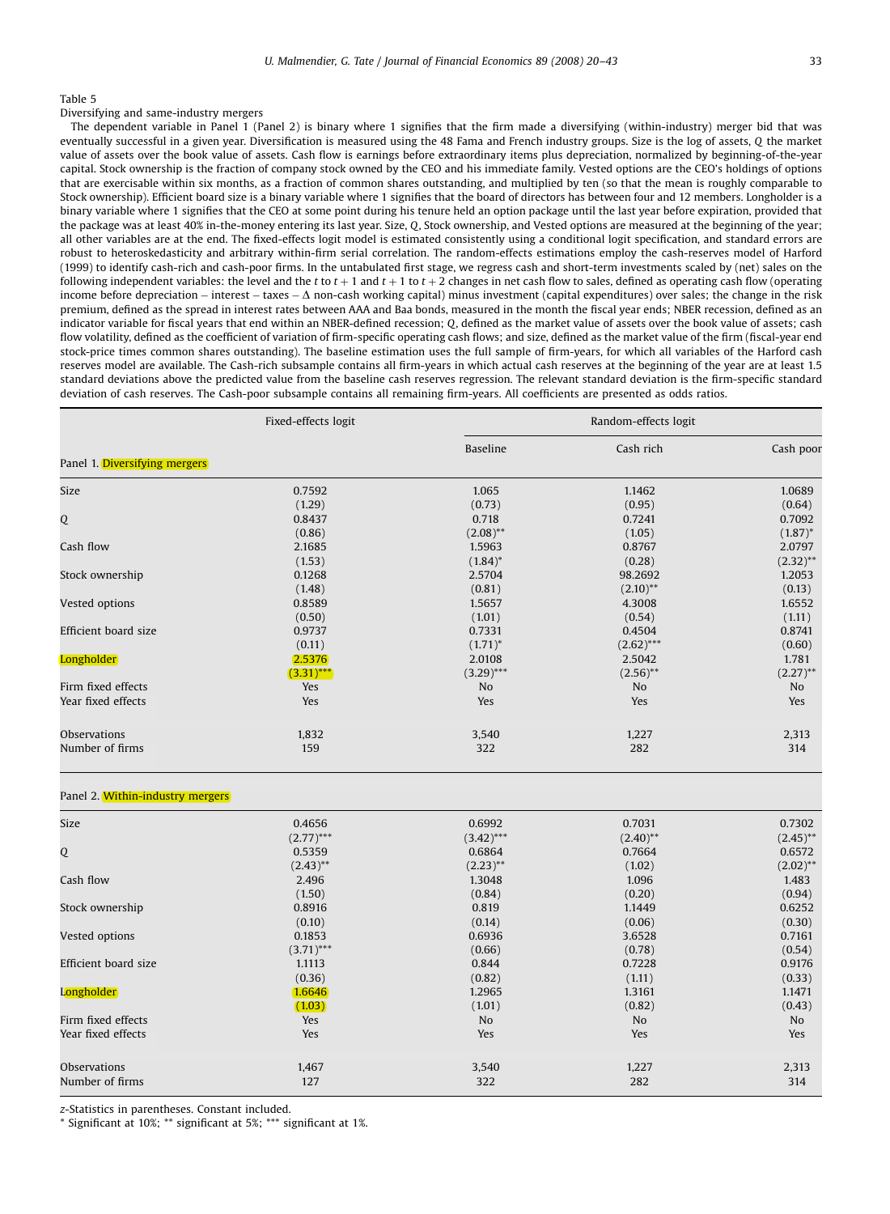Table 5

Diversifying and same-industry mergers

The dependent variable in Panel 1 (Panel 2) is binary where 1 signifies that the firm made a diversifying (within-industry) merger bid that was eventually successful in a given year. Diversification is measured using the 48 Fama and French industry groups. Size is the log of assets, Q the market value of assets over the book value of assets. Cash flow is earnings before extraordinary items plus depreciation, normalized by beginning-of-the-year capital. Stock ownership is the fraction of company stock owned by the CEO and his immediate family. Vested options are the CEO's holdings of options that are exercisable within six months, as a fraction of common shares outstanding, and multiplied by ten (so that the mean is roughly comparable to Stock ownership). Efficient board size is a binary variable where 1 signifies that the board of directors has between four and 12 members. Longholder is a binary variable where 1 signifies that the CEO at some point during his tenure held an option package until the last year before expiration, provided that the package was at least 40% in-the-money entering its last year. Size, Q, Stock ownership, and Vested options are measured at the beginning of the year; all other variables are at the end. The fixed-effects logit model is estimated consistently using a conditional logit specification, and standard errors are robust to heteroskedasticity and arbitrary within-firm serial correlation. The random-effects estimations employ the cash-reserves model of Harford (1999) to identify cash-rich and cash-poor firms. In the untabulated first stage, we regress cash and short-term investments scaled by (net) sales on the following independent variables: the level and the $t$ to $t+1$ and $t+1$ to $t+2$ changes in net cash flow to sales, defined as operating cash flow (operating income before depreciation − interest − taxes − Δ non-cash working capital) minus investment (capital expenditures) over sales; the change in the risk premium, defined as the spread in interest rates between AAA and Baa bonds, measured in the month the fiscal year ends; NBER recession, defined as an indicator variable for fiscal years that end within an NBER-defined recession; Q, defined as the market value of assets over the book value of assets; cash flow volatility, defined as the coefficient of variation of firm-specific operating cash flows; and size, defined as the market value of the firm (fiscal-year end stock-price times common shares outstanding). The baseline estimation uses the full sample of firm-years, for which all variables of the Harford cash reserves model are available. The Cash-rich subsample contains all firm-years in which actual cash reserves at the beginning of the year are at least 1.5 standard deviations above the predicted value from the baseline cash reserves regression. The relevant standard deviation is the firm-specific standard deviation of cash reserves. The Cash-poor subsample contains all remaining firm-years. All coefficients are presented as odds ratios.

| | Fixed-effects logit | Random-effects logit | | |
|---|---|---|---|---|
| | | Baseline | Cash rich | Cash poor |
| **Panel 1. Diversifying mergers** | | | | |
| Size | 0.7592 | 1.065 | 1.1462 | 1.0689 |
| | (1.29) | (0.73) | (0.95) | (0.64) |
| Q | 0.8437 | 0.718 | 0.7241 | 0.7092 |
| | (0.86) | (2.08)** | (1.05) | (1.87)* |
| Cash flow | 2.1685 | 1.5963 | 0.8767 | 2.0797 |
| | (1.53) | (1.84)* | (0.28) | (2.32)** |
| Stock ownership | 0.1268 | 2.5704 | 98.2692 | 1.2053 |
| | (1.48) | (0.81) | (2.10)** | (0.13) |
| Vested options | 0.8589 | 1.5657 | 4.3008 | 1.6552 |
| | (0.50) | (1.01) | (0.54) | (1.11) |
| Efficient board size | 0.9737 | 0.7331 | 0.4504 | 0.8741 |
| | (0.11) | (1.71)* | (2.62)*** | (0.60) |
| Longholder | 2.5376 | 2.0108 | 2.5042 | 1.781 |
| | (3.31)*** | (3.29)*** | (2.56)** | (2.27)** |
| Firm fixed effects | Yes | No | No | No |
| Year fixed effects | Yes | Yes | Yes | Yes |
| Observations | 1,832 | 3,540 | 1,227 | 2,313 |
| Number of firms | 159 | 322 | 282 | 314 |
| **Panel 2. Within-industry mergers** | | | | |
| Size | 0.4656 | 0.6992 | 0.7031 | 0.7302 |
| | (2.77)*** | (3.42)*** | (2.40)** | (2.45)** |
| Q | 0.5359 | 0.6864 | 0.7664 | 0.6572 |
| | (2.43)** | (2.23)** | (1.02) | (2.02)** |
| Cash flow | 2.496 | 1.3048 | 1.096 | 1.483 |
| | (1.50) | (0.84) | (0.20) | (0.94) |
| Stock ownership | 0.8916 | 0.819 | 1.1449 | 0.6252 |
| | (0.10) | (0.14) | (0.06) | (0.30) |
| Vested options | 0.1853 | 0.6936 | 3.6528 | 0.7161 |
| | (3.71)*** | (0.66) | (0.78) | (0.54) |
| Efficient board size | 1.1113 | 0.844 | 0.7228 | 0.9176 |
| | (0.36) | (0.82) | (1.11) | (0.33) |
| Longholder | 1.6646 | 1.2965 | 1.3161 | 1.1471 |
| | (1.03) | (1.01) | (0.82) | (0.43) |
| Firm fixed effects | Yes | No | No | No |
| Year fixed effects | Yes | Yes | Yes | Yes |
| Observations | 1,467 | 3,540 | 1,227 | 2,313 |
| Number of firms | 127 | 322 | 282 | 314 |

*z*-Statistics in parentheses. Constant included.

* Significant at 10%; ** significant at 5%; *** significant at 1%.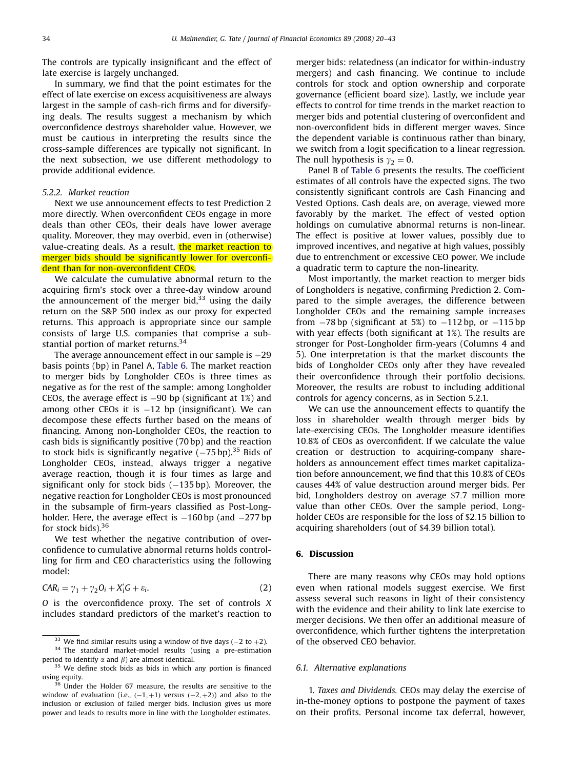The controls are typically insignificant and the effect of late exercise is largely unchanged.

In summary, we find that the point estimates for the effect of late exercise on excess acquisitiveness are always largest in the sample of cash-rich firms and for diversifying deals. The results suggest a mechanism by which overconfidence destroys shareholder value. However, we must be cautious in interpreting the results since the cross-sample differences are typically not significant. In the next subsection, we use different methodology to provide additional evidence.

#### 5.2.2. Market reaction

Next we use announcement effects to test Prediction 2 more directly. When overconfident CEOs engage in more deals than other CEOs, their deals have lower average quality. Moreover, they may overbid, even in (otherwise) value-creating deals. As a result, the market reaction to merger bids should be significantly lower for overconfident than for non-overconfident CEOs.

We calculate the cumulative abnormal return to the acquiring firm's stock over a three-day window around the announcement of the merger bid,[33] using the daily return on the S&P 500 index as our proxy for expected returns. This approach is appropriate since our sample consists of large U.S. companies that comprise a substantial portion of market returns.[34]

The average announcement effect in our sample is −29 basis points (bp) in Panel A, Table 6. The market reaction to merger bids by Longholder CEOs is three times as negative as for the rest of the sample: among Longholder CEOs, the average effect is −90 bp (significant at 1%) and among other CEOs it is −12 bp (insignificant). We can decompose these effects further based on the means of financing. Among non-Longholder CEOs, the reaction to cash bids is significantly positive (70 bp) and the reaction to stock bids is significantly negative (−75 bp).[35] Bids of Longholder CEOs, instead, always trigger a negative average reaction, though it is four times as large and significant only for stock bids (−135 bp). Moreover, the negative reaction for Longholder CEOs is most pronounced in the subsample of firm-years classified as Post-Longholder. Here, the average effect is −160 bp (and −277 bp for stock bids).[36]

We test whether the negative contribution of overconfidence to cumulative abnormal returns holds controlling for firm and CEO characteristics using the following model:

$$CAR_i = \gamma_1 + \gamma_2 O_i + X_i' G + \varepsilon_i. \tag{2}$$

$O$ is the overconfidence proxy. The set of controls $X$ includes standard predictors of the market's reaction to merger bids: relatedness (an indicator for within-industry mergers) and cash financing. We continue to include controls for stock and option ownership and corporate governance (efficient board size). Lastly, we include year effects to control for time trends in the market reaction to merger bids and potential clustering of overconfident and non-overconfident bids in different merger waves. Since the dependent variable is continuous rather than binary, we switch from a logit specification to a linear regression. The null hypothesis is $\gamma_2 = 0$.

Panel B of Table 6 presents the results. The coefficient estimates of all controls have the expected signs. The two consistently significant controls are Cash Financing and Vested Options. Cash deals are, on average, viewed more favorably by the market. The effect of vested option holdings on cumulative abnormal returns is non-linear. The effect is positive at lower values, possibly due to improved incentives, and negative at high values, possibly due to entrenchment or excessive CEO power. We include a quadratic term to capture the non-linearity.

Most importantly, the market reaction to merger bids of Longholders is negative, confirming Prediction 2. Compared to the simple averages, the difference between Longholder CEOs and the remaining sample increases from −78 bp (significant at 5%) to −112 bp, or −115 bp with year effects (both significant at 1%). The results are stronger for Post-Longholder firm-years (Columns 4 and 5). One interpretation is that the market discounts the bids of Longholder CEOs only after they have revealed their overconfidence through their portfolio decisions. Moreover, the results are robust to including additional controls for agency concerns, as in Section 5.2.1.

We can use the announcement effects to quantify the loss in shareholder wealth through merger bids by late-exercising CEOs. The Longholder measure identifies 10.8% of CEOs as overconfident. If we calculate the value creation or destruction to acquiring-company shareholders as announcement effect times market capitalization before announcement, we find that this 10.8% of CEOs causes 44% of value destruction around merger bids. Per bid, Longholders destroy on average \$7.7 million more value than other CEOs. Over the sample period, Longholder CEOs are responsible for the loss of \$2.15 billion to acquiring shareholders (out of \$4.39 billion total).

## 6. Discussion

There are many reasons why CEOs may hold options even when rational models suggest exercise. We first assess several such reasons in light of their consistency with the evidence and their ability to link late exercise to merger decisions. We then offer an additional measure of overconfidence, which further tightens the interpretation of the observed CEO behavior.

### 6.1. Alternative explanations

1. *Taxes and Dividends.* CEOs may delay the exercise of in-the-money options to postpone the payment of taxes on their profits. Personal income tax deferral, however,

---

[33] We find similar results using a window of five days (−2 to +2).

[34] The standard market-model results (using a pre-estimation period to identify $\alpha$ and $\beta$) are almost identical.

[35] We define stock bids as bids in which any portion is financed using equity.

[36] Under the Holder 67 measure, the results are sensitive to the window of evaluation (i.e., $(-1,+1)$ versus $(-2,+2)$) and also to the inclusion or exclusion of failed merger bids. Inclusion gives us more power and leads to results more in line with the Longholder estimates.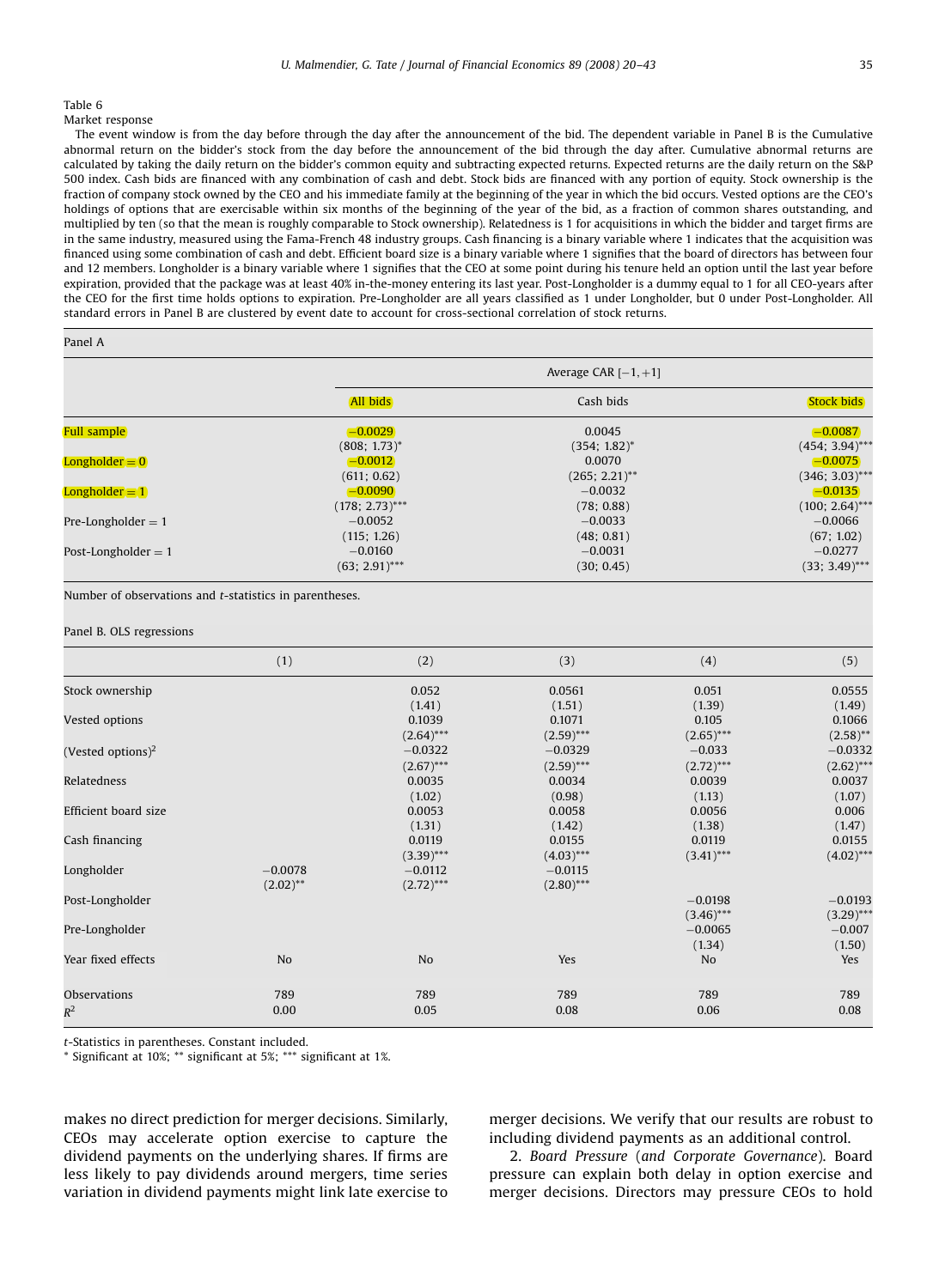Table 6

Market response

The event window is from the day before through the day after the announcement of the bid. The dependent variable in Panel B is the Cumulative abnormal return on the bidder's stock from the day before the announcement of the bid through the day after. Cumulative abnormal returns are calculated by taking the daily return on the bidder's common equity and subtracting expected returns. Expected returns are the daily return on the S&P 500 index. Cash bids are financed with any combination of cash and debt. Stock bids are financed with any portion of equity. Stock ownership is the fraction of company stock owned by the CEO and his immediate family at the beginning of the year in which the bid occurs. Vested options are the CEO's holdings of options that are exercisable within six months of the beginning of the year of the bid, as a fraction of common shares outstanding, and multiplied by ten (so that the mean is roughly comparable to Stock ownership). Relatedness is 1 for acquisitions in which the bidder and target firms are in the same industry, measured using the Fama-French 48 industry groups. Cash financing is a binary variable where 1 indicates that the acquisition was financed using some combination of cash and debt. Efficient board size is a binary variable where 1 signifies that the board of directors has between four and 12 members. Longholder is a binary variable where 1 signifies that the CEO at some point during his tenure held an option until the last year before expiration, provided that the package was at least 40% in-the-money entering its last year. Post-Longholder is a dummy equal to 1 for all CEO-years after the CEO for the first time holds options to expiration. Pre-Longholder are all years classified as 1 under Longholder, but 0 under Post-Longholder. All standard errors in Panel B are clustered by event date to account for cross-sectional correlation of stock returns.

Panel A

| | Average CAR [−1, +1] | | |
|---|---|---|---|
| | All bids | Cash bids | Stock bids |
| Full sample | −0.0029 | 0.0045 | −0.0087 |
| | (808; 1.73)* | (354; 1.82)* | (454; 3.94)*** |
| Longholder = 0 | −0.0012 | 0.0070 | −0.0075 |
| | (611; 0.62) | (265; 2.21)** | (346; 3.03)*** |
| Longholder = 1 | −0.0090 | −0.0032 | −0.0135 |
| | (178; 2.73)*** | (78; 0.88) | (100; 2.64)*** |
| Pre-Longholder = 1 | −0.0052 | −0.0033 | −0.0066 |
| | (115; 1.26) | (48; 0.81) | (67; 1.02) |
| Post-Longholder = 1 | −0.0160 | −0.0031 | −0.0277 |
| | (63; 2.91)*** | (30; 0.45) | (33; 3.49)*** |

Number of observations and *t*-statistics in parentheses.

Panel B. OLS regressions

| | (1) | (2) | (3) | (4) | (5) |
|---|---|---|---|---|---|
| Stock ownership | | 0.052 | 0.0561 | 0.051 | 0.0555 |
| | | (1.41) | (1.51) | (1.39) | (1.49) |
| Vested options | | 0.1039 | 0.1071 | 0.105 | 0.1066 |
| | | (2.64)*** | (2.59)*** | (2.65)*** | (2.58)** |
| (Vested options)$^2$ | | −0.0322 | −0.0329 | −0.033 | −0.0332 |
| | | (2.67)*** | (2.59)*** | (2.72)*** | (2.62)*** |
| Relatedness | | 0.0035 | 0.0034 | 0.0039 | 0.0037 |
| | | (1.02) | (0.98) | (1.13) | (1.07) |
| Efficient board size | | 0.0053 | 0.0058 | 0.0056 | 0.006 |
| | | (1.31) | (1.42) | (1.38) | (1.47) |
| Cash financing | | 0.0119 | 0.0155 | 0.0119 | 0.0155 |
| | | (3.39)*** | (4.03)*** | (3.41)*** | (4.02)*** |
| Longholder | −0.0078 | −0.0112 | −0.0115 | | |
| | (2.02)** | (2.72)*** | (2.80)*** | | |
| Post-Longholder | | | | −0.0198 | −0.0193 |
| | | | | (3.46)*** | (3.29)*** |
| Pre-Longholder | | | | −0.0065 | −0.007 |
| | | | | (1.34) | (1.50) |
| Year fixed effects | No | No | Yes | No | Yes |
| Observations | 789 | 789 | 789 | 789 | 789 |
| $R^2$ | 0.00 | 0.05 | 0.08 | 0.06 | 0.08 |

*t*-Statistics in parentheses. Constant included.

\* Significant at 10%; \*\* significant at 5%; \*\*\* significant at 1%.

makes no direct prediction for merger decisions. Similarly, CEOs may accelerate option exercise to capture the dividend payments on the underlying shares. If firms are less likely to pay dividends around mergers, time series variation in dividend payments might link late exercise to merger decisions. We verify that our results are robust to including dividend payments as an additional control.

2. *Board Pressure* (*and Corporate Governance*). Board pressure can explain both delay in option exercise and merger decisions. Directors may pressure CEOs to hold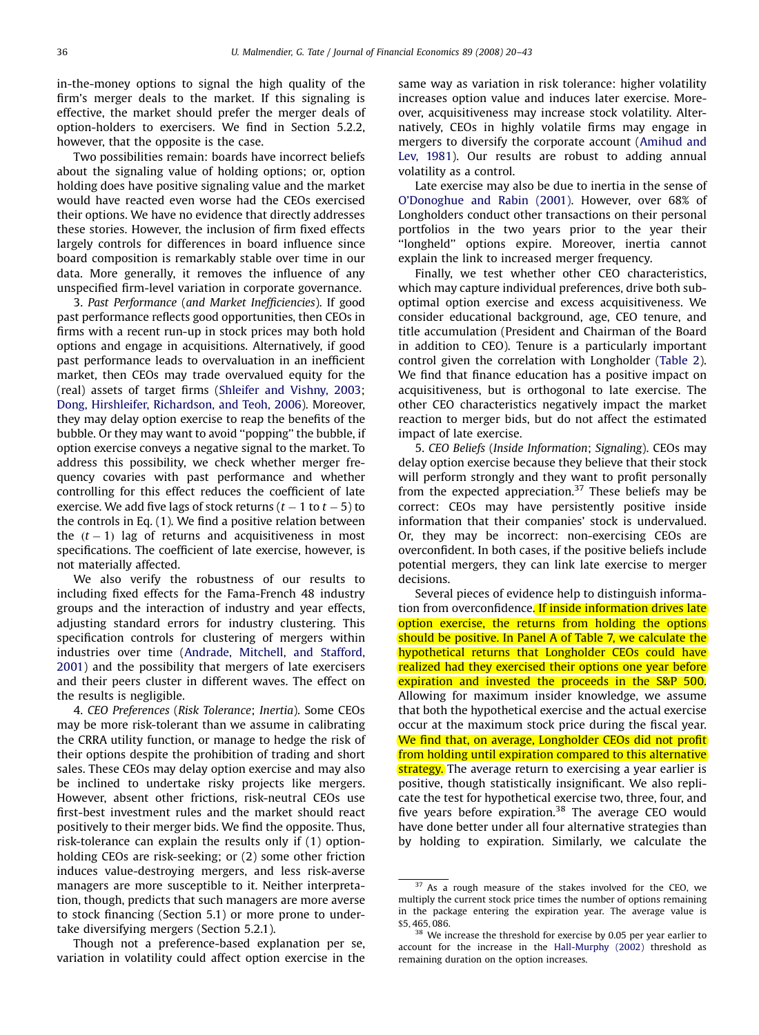in-the-money options to signal the high quality of the firm's merger deals to the market. If this signaling is effective, the market should prefer the merger deals of option-holders to exercisers. We find in Section 5.2.2, however, that the opposite is the case.

Two possibilities remain: boards have incorrect beliefs about the signaling value of holding options; or, option holding does have positive signaling value and the market would have reacted even worse had the CEOs exercised their options. We have no evidence that directly addresses these stories. However, the inclusion of firm fixed effects largely controls for differences in board influence since board composition is remarkably stable over time in our data. More generally, it removes the influence of any unspecified firm-level variation in corporate governance.

3. *Past Performance* (*and Market Inefficiencies*). If good past performance reflects good opportunities, then CEOs in firms with a recent run-up in stock prices may both hold options and engage in acquisitions. Alternatively, if good past performance leads to overvaluation in an inefficient market, then CEOs may trade overvalued equity for the (real) assets of target firms (Shleifer and Vishny, 2003; Dong, Hirshleifer, Richardson, and Teoh, 2006). Moreover, they may delay option exercise to reap the benefits of the bubble. Or they may want to avoid "popping" the bubble, if option exercise conveys a negative signal to the market. To address this possibility, we check whether merger frequency covaries with past performance and whether controlling for this effect reduces the coefficient of late exercise. We add five lags of stock returns ($t-1$ to $t-5$) to the controls in Eq. (1). We find a positive relation between the $(t-1)$ lag of returns and acquisitiveness in most specifications. The coefficient of late exercise, however, is not materially affected.

We also verify the robustness of our results to including fixed effects for the Fama-French 48 industry groups and the interaction of industry and year effects, adjusting standard errors for industry clustering. This specification controls for clustering of mergers within industries over time (Andrade, Mitchell, and Stafford, 2001) and the possibility that mergers of late exercisers and their peers cluster in different waves. The effect on the results is negligible.

4. *CEO Preferences* (*Risk Tolerance*; *Inertia*). Some CEOs may be more risk-tolerant than we assume in calibrating the CRRA utility function, or manage to hedge the risk of their options despite the prohibition of trading and short sales. These CEOs may delay option exercise and may also be inclined to undertake risky projects like mergers. However, absent other frictions, risk-neutral CEOs use first-best investment rules and the market should react positively to their merger bids. We find the opposite. Thus, risk-tolerance can explain the results only if (1) option-holding CEOs are risk-seeking; or (2) some other friction induces value-destroying mergers, and less risk-averse managers are more susceptible to it. Neither interpretation, though, predicts that such managers are more averse to stock financing (Section 5.1) or more prone to undertake diversifying mergers (Section 5.2.1).

Though not a preference-based explanation per se, variation in volatility could affect option exercise in the same way as variation in risk tolerance: higher volatility increases option value and induces later exercise. Moreover, acquisitiveness may increase stock volatility. Alternatively, CEOs in highly volatile firms may engage in mergers to diversify the corporate account (Amihud and Lev, 1981). Our results are robust to adding annual volatility as a control.

Late exercise may also be due to inertia in the sense of O'Donoghue and Rabin (2001). However, over 68% of Longholders conduct other transactions on their personal portfolios in the two years prior to the year their "longheld" options expire. Moreover, inertia cannot explain the link to increased merger frequency.

Finally, we test whether other CEO characteristics, which may capture individual preferences, drive both sub-optimal option exercise and excess acquisitiveness. We consider educational background, age, CEO tenure, and title accumulation (President and Chairman of the Board in addition to CEO). Tenure is a particularly important control given the correlation with Longholder (Table 2). We find that finance education has a positive impact on acquisitiveness, but is orthogonal to late exercise. The other CEO characteristics negatively impact the market reaction to merger bids, but do not affect the estimated impact of late exercise.

5. *CEO Beliefs* (*Inside Information*; *Signaling*). CEOs may delay option exercise because they believe that their stock will perform strongly and they want to profit personally from the expected appreciation.[37] These beliefs may be correct: CEOs may have persistently positive inside information that their companies' stock is undervalued. Or, they may be incorrect: non-exercising CEOs are overconfident. In both cases, if the positive beliefs include potential mergers, they can link late exercise to merger decisions.

Several pieces of evidence help to distinguish information from overconfidence. If inside information drives late option exercise, the returns from holding the options should be positive. In Panel A of Table 7, we calculate the hypothetical returns that Longholder CEOs could have realized had they exercised their options one year before expiration and invested the proceeds in the S&P 500. Allowing for maximum insider knowledge, we assume that both the hypothetical exercise and the actual exercise occur at the maximum stock price during the fiscal year. We find that, on average, Longholder CEOs did not profit from holding until expiration compared to this alternative strategy. The average return to exercising a year earlier is positive, though statistically insignificant. We also replicate the test for hypothetical exercise two, three, four, and five years before expiration.[38] The average CEO would have done better under all four alternative strategies than by holding to expiration. Similarly, we calculate the

---

[37] As a rough measure of the stakes involved for the CEO, we multiply the current stock price times the number of options remaining in the package entering the expiration year. The average value is \$5,465,086.

[38] We increase the threshold for exercise by 0.05 per year earlier to account for the increase in the Hall-Murphy (2002) threshold as remaining duration on the option increases.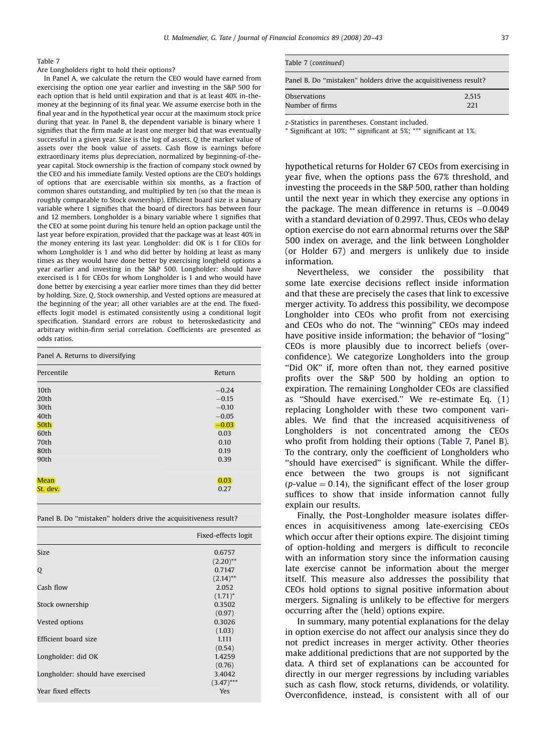Table 7

Are Longholders right to hold their options?

In Panel A, we calculate the return the CEO would have earned from exercising the option one year earlier and investing in the S&P 500 for each option that is held until expiration and that is at least 40% in-the-money at the beginning of its final year. We assume exercise both in the final year and in the hypothetical year occur at the maximum stock price during that year. In Panel B, the dependent variable is binary where 1 signifies that the firm made at least one merger bid that was eventually successful in a given year. Size is the log of assets, Q the market value of assets over the book value of assets. Cash flow is earnings before extraordinary items plus depreciation, normalized by beginning-of-the-year capital. Stock ownership is the fraction of company stock owned by the CEO and his immediate family. Vested options are the CEO's holdings of options that are exercisable within six months, as a fraction of common shares outstanding, and multiplied by ten (so that the mean is roughly comparable to Stock ownership). Efficient board size is a binary variable where 1 signifies that the board of directors has between four and 12 members. Longholder is a binary variable where 1 signifies that the CEO at some point during his tenure held an option package until the last year before expiration, provided that the package was at least 40% in the money entering its last year. Longholder: did OK is 1 for CEOs for whom Longholder is 1 and who did better by holding at least as many times as they would have done better by exercising longheld options a year earlier and investing in the S&P 500. Longholder: should have exercised is 1 for CEOs for whom Longholder is 1 and who would have done better by exercising a year earlier more times than they did better by holding. Size, Q, Stock ownership, and Vested options are measured at the beginning of the year; all other variables are at the end. The fixed-effects logit model is estimated consistently using a conditional logit specification. Standard errors are robust to heteroskedasticity and arbitrary within-firm serial correlation. Coefficients are presented as odds ratios.

Panel A. Returns to diversifying

| Percentile | Return |
|---|---|
| 10th | −0.24 |
| 20th | −0.15 |
| 30th | −0.10 |
| 40th | −0.05 |
| 50th | −0.03 |
| 60th | 0.03 |
| 70th | 0.10 |
| 80th | 0.19 |
| 90th | 0.39 |
| Mean | 0.03 |
| St. dev. | 0.27 |

Panel B. Do "mistaken" holders drive the acquisitiveness result?

| | Fixed-effects logit |
|---|---|
| Size | 0.6757 |
| | (2.20)** |
| Q | 0.7147 |
| | (2.14)** |
| Cash flow | 2.052 |
| | (1.71)* |
| Stock ownership | 0.3502 |
| | (0.97) |
| Vested options | 0.3026 |
| | (1.03) |
| Efficient board size | 1.111 |
| | (0.54) |
| Longholder: did OK | 1.4259 |
| | (0.76) |
| Longholder: should have exercised | 3.4042 |
| | (3.47)*** |
| Year fixed effects | Yes |
| Observations | 2,515 |
| Number of firms | 221 |

*z*-Statistics in parentheses. Constant included.

\* Significant at 10%; \*\* significant at 5%; \*\*\* significant at 1%.

hypothetical returns for Holder 67 CEOs from exercising in year five, when the options pass the 67% threshold, and investing the proceeds in the S&P 500, rather than holding until the next year in which they exercise any options in the package. The mean difference in returns is −0.0049 with a standard deviation of 0.2997. Thus, CEOs who delay option exercise do not earn abnormal returns over the S&P 500 index on average, and the link between Longholder (or Holder 67) and mergers is unlikely due to inside information.

Nevertheless, we consider the possibility that some late exercise decisions reflect inside information and that these are precisely the cases that link to excessive merger activity. To address this possibility, we decompose Longholder into CEOs who profit from not exercising and CEOs who do not. The "winning" CEOs may indeed have positive inside information; the behavior of "losing" CEOs is more plausibly due to incorrect beliefs (overconfidence). We categorize Longholders into the group "Did OK" if, more often than not, they earned positive profits over the S&P 500 by holding an option to expiration. The remaining Longholder CEOs are classified as "Should have exercised." We re-estimate Eq. (1) replacing Longholder with these two component variables. We find that the increased acquisitiveness of Longholders is not concentrated among the CEOs who profit from holding their options (Table 7, Panel B). To the contrary, only the coefficient of Longholders who "should have exercised" is significant. While the difference between the two groups is not significant ($p$-value $= 0.14$), the significant effect of the loser group suffices to show that inside information cannot fully explain our results.

Finally, the Post-Longholder measure isolates differences in acquisitiveness among late-exercising CEOs which occur after their options expire. The disjoint timing of option-holding and mergers is difficult to reconcile with an information story since the information causing late exercise cannot be information about the merger itself. This measure also addresses the possibility that CEOs hold options to signal positive information about mergers. Signaling is unlikely to be effective for mergers occurring after the (held) options expire.

In summary, many potential explanations for the delay in option exercise do not affect our analysis since they do not predict increases in merger activity. Other theories make additional predictions that are not supported by the data. A third set of explanations can be accounted for directly in our merger regressions by including variables such as cash flow, stock returns, dividends, or volatility. Overconfidence, instead, is consistent with all of our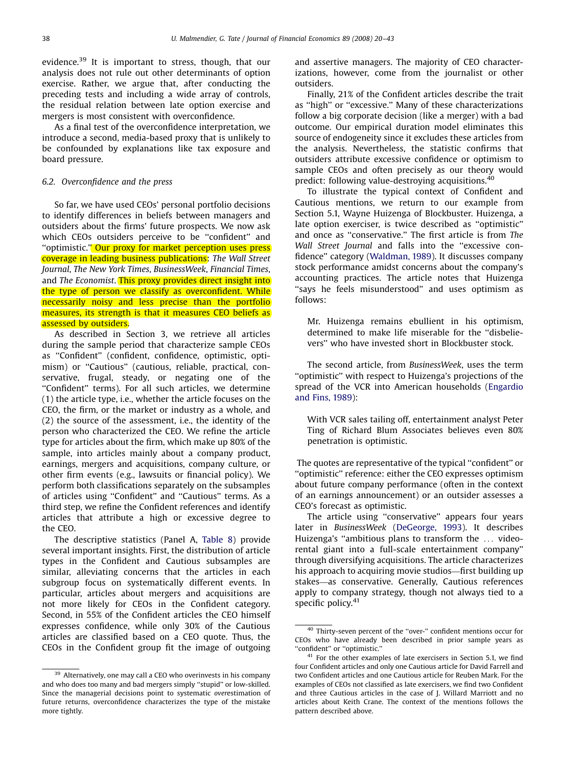evidence.[39] It is important to stress, though, that our analysis does not rule out other determinants of option exercise. Rather, we argue that, after conducting the preceding tests and including a wide array of controls, the residual relation between late option exercise and mergers is most consistent with overconfidence.

As a final test of the overconfidence interpretation, we introduce a second, media-based proxy that is unlikely to be confounded by explanations like tax exposure and board pressure.

### 6.2. Overconfidence and the press

So far, we have used CEOs' personal portfolio decisions to identify differences in beliefs between managers and outsiders about the firms' future prospects. We now ask which CEOs outsiders perceive to be "confident" and "optimistic." Our proxy for market perception uses press coverage in leading business publications: *The Wall Street Journal*, *The New York Times*, *BusinessWeek*, *Financial Times*, and *The Economist*. This proxy provides direct insight into the type of person we classify as overconfident. While necessarily noisy and less precise than the portfolio measures, its strength is that it measures CEO beliefs as assessed by outsiders.

As described in Section 3, we retrieve all articles during the sample period that characterize sample CEOs as "Confident" (confident, confidence, optimistic, optimism) or "Cautious" (cautious, reliable, practical, conservative, frugal, steady, or negating one of the "Confident" terms). For all such articles, we determine (1) the article type, i.e., whether the article focuses on the CEO, the firm, or the market or industry as a whole, and (2) the source of the assessment, i.e., the identity of the person who characterized the CEO. We refine the article type for articles about the firm, which make up 80% of the sample, into articles mainly about a company product, earnings, mergers and acquisitions, company culture, or other firm events (e.g., lawsuits or financial policy). We perform both classifications separately on the subsamples of articles using "Confident" and "Cautious" terms. As a third step, we refine the Confident references and identify articles that attribute a high or excessive degree to the CEO.

The descriptive statistics (Panel A, Table 8) provide several important insights. First, the distribution of article types in the Confident and Cautious subsamples are similar, alleviating concerns that the articles in each subgroup focus on systematically different events. In particular, articles about mergers and acquisitions are not more likely for CEOs in the Confident category. Second, in 55% of the Confident articles the CEO himself expresses confidence, while only 30% of the Cautious articles are classified based on a CEO quote. Thus, the CEOs in the Confident group fit the image of outgoing and assertive managers. The majority of CEO characterizations, however, come from the journalist or other outsiders.

Finally, 21% of the Confident articles describe the trait as "high" or "excessive." Many of these characterizations follow a big corporate decision (like a merger) with a bad outcome. Our empirical duration model eliminates this source of endogeneity since it excludes these articles from the analysis. Nevertheless, the statistic confirms that outsiders attribute excessive confidence or optimism to sample CEOs and often precisely as our theory would predict: following value-destroying acquisitions.[40]

To illustrate the typical context of Confident and Cautious mentions, we return to our example from Section 5.1, Wayne Huizenga of Blockbuster. Huizenga, a late option exerciser, is twice described as "optimistic" and once as "conservative." The first article is from *The Wall Street Journal* and falls into the "excessive confidence" category (Waldman, 1989). It discusses company stock performance amidst concerns about the company's accounting practices. The article notes that Huizenga "says he feels misunderstood" and uses optimism as follows:

> Mr. Huizenga remains ebullient in his optimism, determined to make life miserable for the "disbelievers" who have invested short in Blockbuster stock.

The second article, from *BusinessWeek*, uses the term "optimistic" with respect to Huizenga's projections of the spread of the VCR into American households (Engardio and Fins, 1989):

> With VCR sales tailing off, entertainment analyst Peter Ting of Richard Blum Associates believes even 80% penetration is optimistic.

The quotes are representative of the typical "confident" or "optimistic" reference: either the CEO expresses optimism about future company performance (often in the context of an earnings announcement) or an outsider assesses a CEO's forecast as optimistic.

The article using "conservative" appears four years later in *BusinessWeek* (DeGeorge, 1993). It describes Huizenga's "ambitious plans to transform the ... video-rental giant into a full-scale entertainment company" through diversifying acquisitions. The article characterizes his approach to acquiring movie studios—first building up stakes—as conservative. Generally, Cautious references apply to company strategy, though not always tied to a specific policy.[41]

---

[39] Alternatively, one may call a CEO who overinvests in his company and who does too many and bad mergers simply "stupid" or low-skilled. Since the managerial decisions point to systematic *over*estimation of future returns, overconfidence characterizes the type of the mistake more tightly.

[40] Thirty-seven percent of the "over-" confident mentions occur for CEOs who have already been described in prior sample years as "confident" or "optimistic."

[41] For the other examples of late exercisers in Section 5.1, we find four Confident articles and only one Cautious article for David Farrell and two Confident articles and one Cautious article for Reuben Mark. For the examples of CEOs not classified as late exercisers, we find two Confident and three Cautious articles in the case of J. Willard Marriott and no articles about Keith Crane. The context of the mentions follows the pattern described above.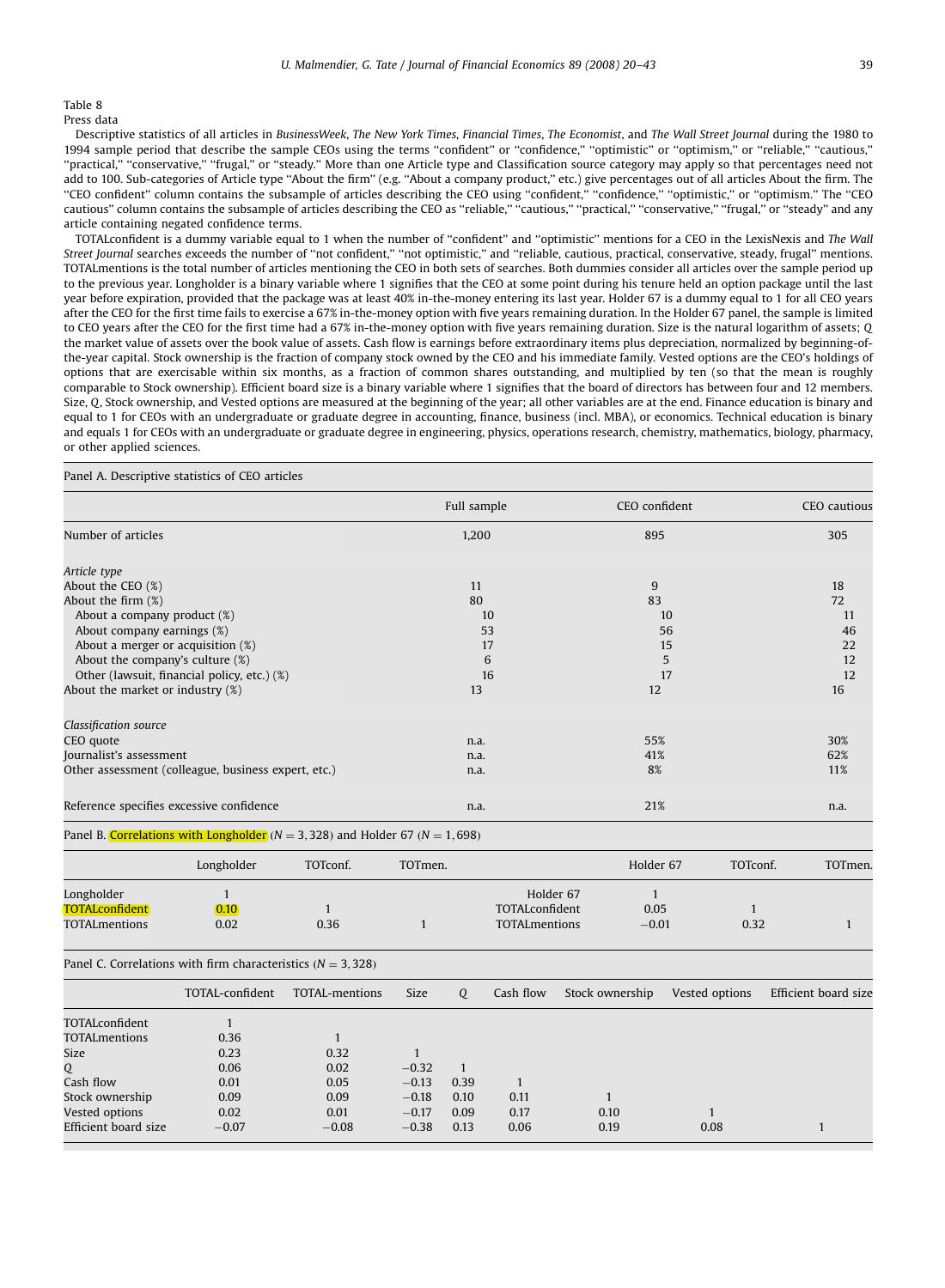Table 8

Press data

Descriptive statistics of all articles in *BusinessWeek*, *The New York Times*, *Financial Times*, *The Economist*, and *The Wall Street Journal* during the 1980 to 1994 sample period that describe the sample CEOs using the terms ''confident'' or ''confidence,'' ''optimistic'' or ''optimism,'' or ''reliable,'' ''cautious,'' ''practical,'' ''conservative,'' ''frugal,'' or ''steady.'' More than one Article type and Classification source category may apply so that percentages need not add to 100. Sub-categories of Article type ''About the firm'' (e.g. ''About a company product,'' etc.) give percentages out of all articles About the firm. The ''CEO confident'' column contains the subsample of articles describing the CEO using ''confident,'' ''confidence,'' ''optimistic,'' or ''optimism.'' The ''CEO cautious'' column contains the subsample of articles describing the CEO as ''reliable,'' ''cautious,'' ''practical,'' ''conservative,'' ''frugal,'' or ''steady'' and any article containing negated confidence terms.

TOTALconfident is a dummy variable equal to 1 when the number of ''confident'' and ''optimistic'' mentions for a CEO in the LexisNexis and *The Wall Street Journal* searches exceeds the number of ''not confident,'' ''not optimistic,'' and ''reliable, cautious, practical, conservative, steady, frugal'' mentions. TOTALmentions is the total number of articles mentioning the CEO in both sets of searches. Both dummies consider all articles over the sample period up to the previous year. Longholder is a binary variable where 1 signifies that the CEO at some point during his tenure held an option package until the last year before expiration, provided that the package was at least 40% in-the-money entering its last year. Holder 67 is a dummy equal to 1 for all CEO years after the CEO for the first time fails to exercise a 67% in-the-money option with five years remaining duration. In the Holder 67 panel, the sample is limited to CEO years after the CEO for the first time had a 67% in-the-money option with five years remaining duration. Size is the natural logarithm of assets; $Q$ the market value of assets over the book value of assets. Cash flow is earnings before extraordinary items plus depreciation, normalized by beginning-of-the-year capital. Stock ownership is the fraction of company stock owned by the CEO and his immediate family. Vested options are the CEO's holdings of options that are exercisable within six months, as a fraction of common shares outstanding, and multiplied by ten (so that the mean is roughly comparable to Stock ownership). Efficient board size is a binary variable where 1 signifies that the board of directors has between four and 12 members. Size, $Q$, Stock ownership, and Vested options are measured at the beginning of the year; all other variables are at the end. Finance education is binary and equal to 1 for CEOs with an undergraduate or graduate degree in accounting, finance, business (incl. MBA), or economics. Technical education is binary and equals 1 for CEOs with an undergraduate or graduate degree in engineering, physics, operations research, chemistry, mathematics, biology, pharmacy, or other applied sciences.

Panel A. Descriptive statistics of CEO articles

| | Full sample | CEO confident | CEO cautious |
|---|---|---|---|
| Number of articles | 1,200 | 895 | 305 |
| *Article type* | | | |
| About the CEO (%) | 11 | 9 | 18 |
| About the firm (%) | 80 | 83 | 72 |
| About a company product (%) | 10 | 10 | 11 |
| About company earnings (%) | 53 | 56 | 46 |
| About a merger or acquisition (%) | 17 | 15 | 22 |
| About the company's culture (%) | 6 | 5 | 12 |
| Other (lawsuit, financial policy, etc.) (%) | 16 | 17 | 12 |
| About the market or industry (%) | 13 | 12 | 16 |
| *Classification source* | | | |
| CEO quote | n.a. | 55% | 30% |
| Journalist's assessment | n.a. | 41% | 62% |
| Other assessment (colleague, business expert, etc.) | n.a. | 8% | 11% |
| Reference specifies excessive confidence | n.a. | 21% | n.a. |

Panel B. Correlations with Longholder ($N = 3,328$) and Holder 67 ($N = 1,698$)

| | Longholder | TOTconf. | TOTmen. | | Holder 67 | TOTconf. | TOTmen. |
|---|---|---|---|---|---|---|---|
| Longholder | 1 | | | Holder 67 | 1 | | |
| TOTALconfident | 0.10 | 1 | | TOTALconfident | 0.05 | 1 | |
| TOTALmentions | 0.02 | 0.36 | 1 | TOTALmentions | −0.01 | 0.32 | 1 |

Panel C. Correlations with firm characteristics ($N = 3,328$)

| | TOTAL-confident | TOTAL-mentions | Size | Q | Cash flow | Stock ownership | Vested options | Efficient board size |
|---|---|---|---|---|---|---|---|---|
| TOTALconfident | 1 | | | | | | | |
| TOTALmentions | 0.36 | 1 | | | | | | |
| Size | 0.23 | 0.32 | 1 | | | | | |
| Q | 0.06 | 0.02 | −0.32 | 1 | | | | |
| Cash flow | 0.01 | 0.05 | −0.13 | 0.39 | 1 | | | |
| Stock ownership | 0.09 | 0.09 | −0.18 | 0.10 | 0.11 | 1 | | |
| Vested options | 0.02 | 0.01 | −0.17 | 0.09 | 0.17 | 0.10 | 1 | |
| Efficient board size | −0.07 | −0.08 | −0.38 | 0.13 | 0.06 | 0.19 | 0.08 | 1 |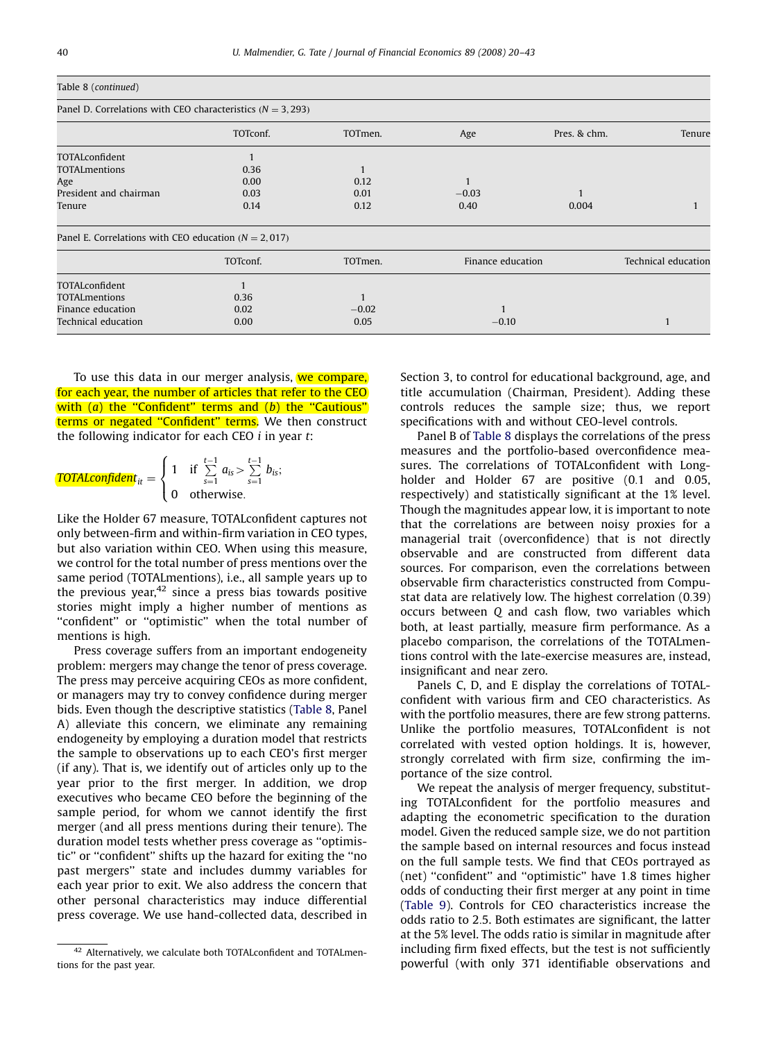Table 8 (*continued*)

Panel D. Correlations with CEO characteristics ($N = 3,293$)

| | TOTconf. | TOTmen. | Age | Pres. & chm. | Tenure |
|---|---|---|---|---|---|
| TOTALconfident | 1 | | | | |
| TOTALmentions | 0.36 | 1 | | | |
| Age | 0.00 | 0.12 | 1 | | |
| President and chairman | 0.03 | 0.01 | −0.03 | 1 | |
| Tenure | 0.14 | 0.12 | 0.40 | 0.004 | 1 |

Panel E. Correlations with CEO education ($N = 2,017$)

| | TOTconf. | TOTmen. | Finance education | Technical education |
|---|---|---|---|---|
| TOTALconfident | 1 | | | |
| TOTALmentions | 0.36 | 1 | | |
| Finance education | 0.02 | −0.02 | 1 | |
| Technical education | 0.00 | 0.05 | −0.10 | 1 |

To use this data in our merger analysis, we compare, for each year, the number of articles that refer to the CEO with (*a*) the "Confident" terms and (*b*) the "Cautious" terms or negated "Confident" terms. We then construct the following indicator for each CEO *i* in year *t*:

$$TOTALconfident_{it} = \begin{cases} 1 & \text{if } \sum_{s=1}^{t-1} a_{is} > \sum_{s=1}^{t-1} b_{is}; \\ 0 & \text{otherwise.} \end{cases}$$

Like the Holder 67 measure, TOTALconfident captures not only between-firm and within-firm variation in CEO types, but also variation within CEO. When using this measure, we control for the total number of press mentions over the same period (TOTALmentions), i.e., all sample years up to the previous year,[42] since a press bias towards positive stories might imply a higher number of mentions as "confident" or "optimistic" when the total number of mentions is high.

Press coverage suffers from an important endogeneity problem: mergers may change the tenor of press coverage. The press may perceive acquiring CEOs as more confident, or managers may try to convey confidence during merger bids. Even though the descriptive statistics (Table 8, Panel A) alleviate this concern, we eliminate any remaining endogeneity by employing a duration model that restricts the sample to observations up to each CEO's first merger (if any). That is, we identify out of articles only up to the year prior to the first merger. In addition, we drop executives who became CEO before the beginning of the sample period, for whom we cannot identify the first merger (and all press mentions during their tenure). The duration model tests whether press coverage as "optimistic" or "confident" shifts up the hazard for exiting the "no past mergers" state and includes dummy variables for each year prior to exit. We also address the concern that other personal characteristics may induce differential press coverage. We use hand-collected data, described in Section 3, to control for educational background, age, and title accumulation (Chairman, President). Adding these controls reduces the sample size; thus, we report specifications with and without CEO-level controls.

Panel B of Table 8 displays the correlations of the press measures and the portfolio-based overconfidence measures. The correlations of TOTALconfident with Long-holder and Holder 67 are positive (0.1 and 0.05, respectively) and statistically significant at the 1% level. Though the magnitudes appear low, it is important to note that the correlations are between noisy proxies for a managerial trait (overconfidence) that is not directly observable and are constructed from different data sources. For comparison, even the correlations between observable firm characteristics constructed from Compustat data are relatively low. The highest correlation (0.39) occurs between Q and cash flow, two variables which both, at least partially, measure firm performance. As a placebo comparison, the correlations of the TOTALmentions control with the late-exercise measures are, instead, insignificant and near zero.

Panels C, D, and E display the correlations of TOTALconfident with various firm and CEO characteristics. As with the portfolio measures, there are few strong patterns. Unlike the portfolio measures, TOTALconfident is not correlated with vested option holdings. It is, however, strongly correlated with firm size, confirming the importance of the size control.

We repeat the analysis of merger frequency, substituting TOTALconfident for the portfolio measures and adapting the econometric specification to the duration model. Given the reduced sample size, we do not partition the sample based on internal resources and focus instead on the full sample tests. We find that CEOs portrayed as (net) "confident" and "optimistic" have 1.8 times higher odds of conducting their first merger at any point in time (Table 9). Controls for CEO characteristics increase the odds ratio to 2.5. Both estimates are significant, the latter at the 5% level. The odds ratio is similar in magnitude after including firm fixed effects, but the test is not sufficiently powerful (with only 371 identifiable observations and

[42] Alternatively, we calculate both TOTALconfident and TOTALmentions for the past year.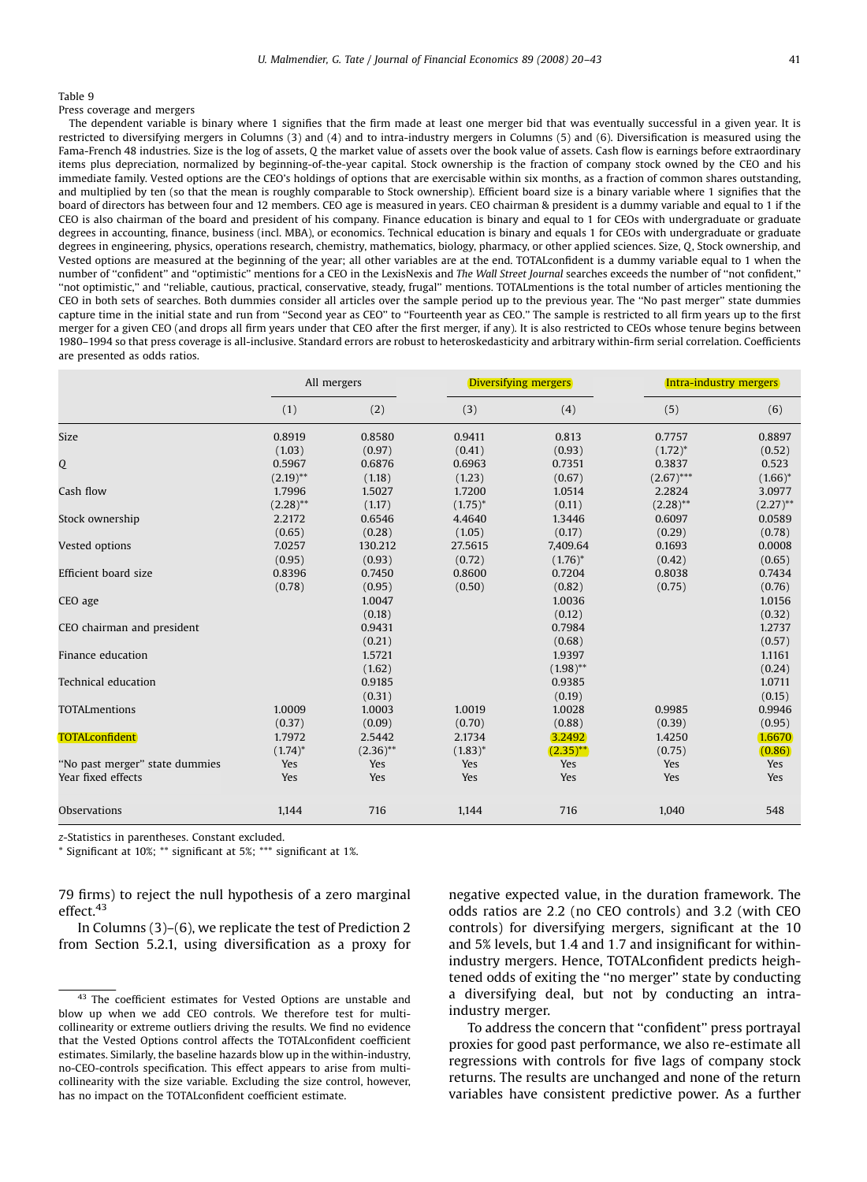Table 9

Press coverage and mergers

The dependent variable is binary where 1 signifies that the firm made at least one merger bid that was eventually successful in a given year. It is restricted to diversifying mergers in Columns (3) and (4) and to intra-industry mergers in Columns (5) and (6). Diversification is measured using the Fama-French 48 industries. Size is the log of assets, *Q* the market value of assets over the book value of assets. Cash flow is earnings before extraordinary items plus depreciation, normalized by beginning-of-the-year capital. Stock ownership is the fraction of company stock owned by the CEO and his immediate family. Vested options are the CEO's holdings of options that are exercisable within six months, as a fraction of common shares outstanding, and multiplied by ten (so that the mean is roughly comparable to Stock ownership). Efficient board size is a binary variable where 1 signifies that the board of directors has between four and 12 members. CEO age is measured in years. CEO chairman & president is a dummy variable and equal to 1 if the CEO is also chairman of the board and president of his company. Finance education is binary and equal to 1 for CEOs with undergraduate or graduate degrees in accounting, finance, business (incl. MBA), or economics. Technical education is binary and equals 1 for CEOs with undergraduate or graduate degrees in engineering, physics, operations research, chemistry, mathematics, biology, pharmacy, or other applied sciences. Size, *Q*, Stock ownership, and Vested options are measured at the beginning of the year; all other variables are at the end. TOTALconfident is a dummy variable equal to 1 when the number of "confident" and "optimistic" mentions for a CEO in the LexisNexis and *The Wall Street Journal* searches exceeds the number of "not confident," "not optimistic," and "reliable, cautious, practical, conservative, steady, frugal" mentions. TOTALmentions is the total number of articles mentioning the CEO in both sets of searches. Both dummies consider all articles over the sample period up to the previous year. The "No past merger" state dummies capture time in the initial state and run from "Second year as CEO" to "Fourteenth year as CEO." The sample is restricted to all firm years up to the first merger for a given CEO (and drops all firm years under that CEO after the first merger, if any). It is also restricted to CEOs whose tenure begins between 1980–1994 so that press coverage is all-inclusive. Standard errors are robust to heteroskedasticity and arbitrary within-firm serial correlation. Coefficients are presented as odds ratios.

| | All mergers | | Diversifying mergers | | Intra-industry mergers | |
|---|---|---|---|---|---|---|
| | (1) | (2) | (3) | (4) | (5) | (6) |
| Size | 0.8919 | 0.8580 | 0.9411 | 0.813 | 0.7757 | 0.8897 |
| | (1.03) | (0.97) | (0.41) | (0.93) | (1.72)* | (0.52) |
| Q | 0.5967 | 0.6876 | 0.6963 | 0.7351 | 0.3837 | 0.523 |
| | (2.19)** | (1.18) | (1.23) | (0.67) | (2.67)*** | (1.66)* |
| Cash flow | 1.7996 | 1.5027 | 1.7200 | 1.0514 | 2.2824 | 3.0977 |
| | (2.28)** | (1.17) | (1.75)* | (0.11) | (2.28)** | (2.27)** |
| Stock ownership | 2.2172 | 0.6546 | 4.4640 | 1.3446 | 0.6097 | 0.0589 |
| | (0.65) | (0.28) | (1.05) | (0.17) | (0.29) | (0.78) |
| Vested options | 7.0257 | 130.212 | 27.5615 | 7,409.64 | 0.1693 | 0.0008 |
| | (0.95) | (0.93) | (0.72) | (1.76)* | (0.42) | (0.65) |
| Efficient board size | 0.8396 | 0.7450 | 0.8600 | 0.7204 | 0.8038 | 0.7434 |
| | (0.78) | (0.95) | (0.50) | (0.82) | (0.75) | (0.76) |
| CEO age | | 1.0047 | | 1.0036 | | 1.0156 |
| | | (0.18) | | (0.12) | | (0.32) |
| CEO chairman and president | | 0.9431 | | 0.7984 | | 1.2737 |
| | | (0.21) | | (0.68) | | (0.57) |
| Finance education | | 1.5721 | | 1.9397 | | 1.1161 |
| | | (1.62) | | (1.98)** | | (0.24) |
| Technical education | | 0.9185 | | 0.9385 | | 1.0711 |
| | | (0.31) | | (0.19) | | (0.15) |
| TOTALmentions | 1.0009 | 1.0003 | 1.0019 | 1.0028 | 0.9985 | 0.9946 |
| | (0.37) | (0.09) | (0.70) | (0.88) | (0.39) | (0.95) |
| TOTALconfident | 1.7972 | 2.5442 | 2.1734 | 3.2492 | 1.4250 | 1.6670 |
| | (1.74)* | (2.36)** | (1.83)* | (2.35)** | (0.75) | (0.86) |
| "No past merger" state dummies | Yes | Yes | Yes | Yes | Yes | Yes |
| Year fixed effects | Yes | Yes | Yes | Yes | Yes | Yes |
| Observations | 1,144 | 716 | 1,144 | 716 | 1,040 | 548 |

*z*-Statistics in parentheses. Constant excluded.

\* Significant at 10%; \*\* significant at 5%; \*\*\* significant at 1%.

79 firms) to reject the null hypothesis of a zero marginal effect.[43]

In Columns (3)–(6), we replicate the test of Prediction 2 from Section 5.2.1, using diversification as a proxy for negative expected value, in the duration framework. The odds ratios are 2.2 (no CEO controls) and 3.2 (with CEO controls) for diversifying mergers, significant at the 10 and 5% levels, but 1.4 and 1.7 and insignificant for within-industry mergers. Hence, TOTALconfident predicts heightened odds of exiting the "no merger" state by conducting a diversifying deal, but not by conducting an intra-industry merger.

To address the concern that "confident" press portrayal proxies for good past performance, we also re-estimate all regressions with controls for five lags of company stock returns. The results are unchanged and none of the return variables have consistent predictive power. As a further

[43] The coefficient estimates for Vested Options are unstable and blow up when we add CEO controls. We therefore test for multicollinearity or extreme outliers driving the results. We find no evidence that the Vested Options control affects the TOTALconfident coefficient estimates. Similarly, the baseline hazards blow up in the within-industry, no-CEO-controls specification. This effect appears to arise from multicollinearity with the size variable. Excluding the size control, however, has no impact on the TOTALconfident coefficient estimate.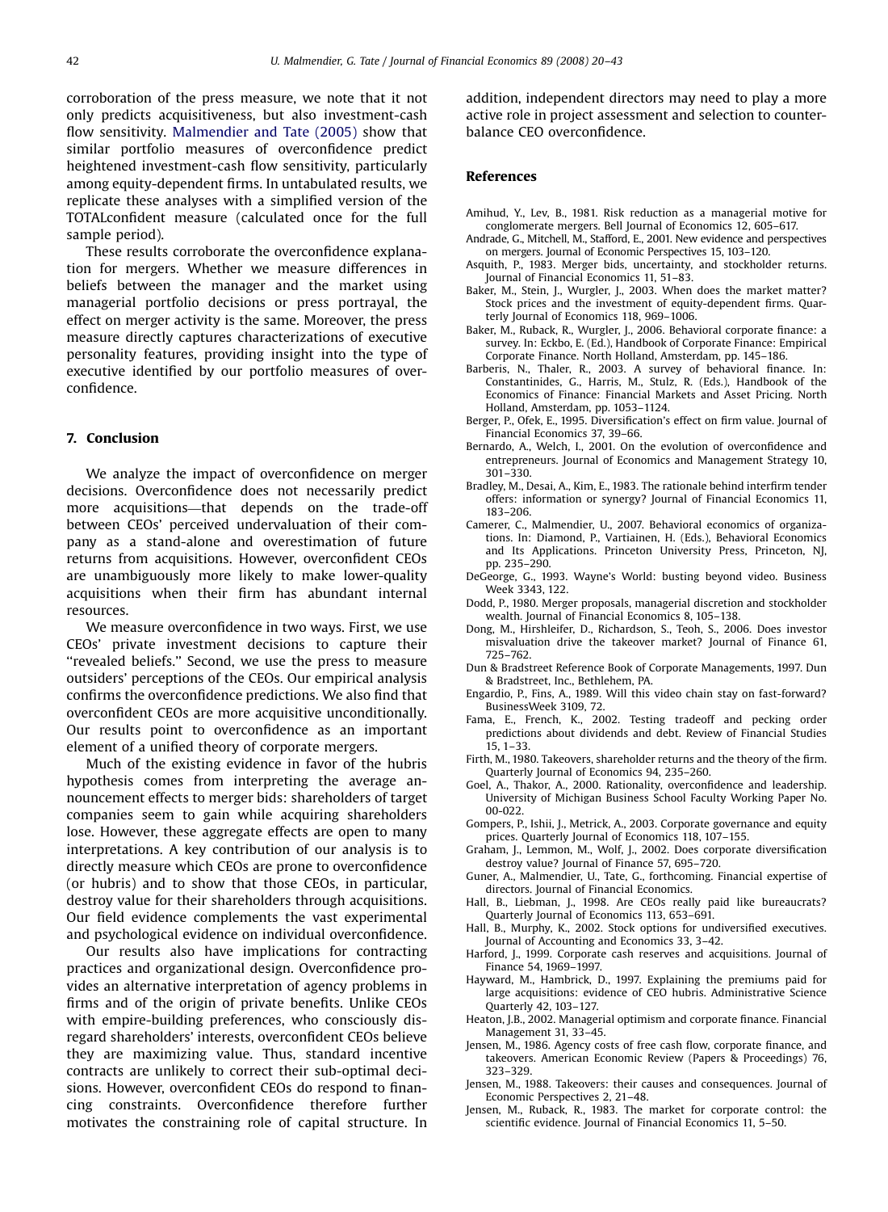corroboration of the press measure, we note that it not only predicts acquisitiveness, but also investment-cash flow sensitivity. Malmendier and Tate (2005) show that similar portfolio measures of overconfidence predict heightened investment-cash flow sensitivity, particularly among equity-dependent firms. In untabulated results, we replicate these analyses with a simplified version of the TOTALconfident measure (calculated once for the full sample period).

These results corroborate the overconfidence explanation for mergers. Whether we measure differences in beliefs between the manager and the market using managerial portfolio decisions or press portrayal, the effect on merger activity is the same. Moreover, the press measure directly captures characterizations of executive personality features, providing insight into the type of executive identified by our portfolio measures of overconfidence.

## 7. Conclusion

We analyze the impact of overconfidence on merger decisions. Overconfidence does not necessarily predict more acquisitions—that depends on the trade-off between CEOs' perceived undervaluation of their company as a stand-alone and overestimation of future returns from acquisitions. However, overconfident CEOs are unambiguously more likely to make lower-quality acquisitions when their firm has abundant internal resources.

We measure overconfidence in two ways. First, we use CEOs' private investment decisions to capture their "revealed beliefs." Second, we use the press to measure outsiders' perceptions of the CEOs. Our empirical analysis confirms the overconfidence predictions. We also find that overconfident CEOs are more acquisitive unconditionally. Our results point to overconfidence as an important element of a unified theory of corporate mergers.

Much of the existing evidence in favor of the hubris hypothesis comes from interpreting the average announcement effects to merger bids: shareholders of target companies seem to gain while acquiring shareholders lose. However, these aggregate effects are open to many interpretations. A key contribution of our analysis is to directly measure which CEOs are prone to overconfidence (or hubris) and to show that those CEOs, in particular, destroy value for their shareholders through acquisitions. Our field evidence complements the vast experimental and psychological evidence on individual overconfidence.

Our results also have implications for contracting practices and organizational design. Overconfidence provides an alternative interpretation of agency problems in firms and of the origin of private benefits. Unlike CEOs with empire-building preferences, who consciously disregard shareholders' interests, overconfident CEOs believe they are maximizing value. Thus, standard incentive contracts are unlikely to correct their sub-optimal decisions. However, overconfident CEOs do respond to financing constraints. Overconfidence therefore further motivates the constraining role of capital structure. In addition, independent directors may need to play a more active role in project assessment and selection to counterbalance CEO overconfidence.

## References

Amihud, Y., Lev, B., 1981. Risk reduction as a managerial motive for conglomerate mergers. Bell Journal of Economics 12, 605–617.

Andrade, G., Mitchell, M., Stafford, E., 2001. New evidence and perspectives on mergers. Journal of Economic Perspectives 15, 103–120.

Asquith, P., 1983. Merger bids, uncertainty, and stockholder returns. Journal of Financial Economics 11, 51–83.

Baker, M., Stein, J., Wurgler, J., 2003. When does the market matter? Stock prices and the investment of equity-dependent firms. Quarterly Journal of Economics 118, 969–1006.

Baker, M., Ruback, R., Wurgler, J., 2006. Behavioral corporate finance: a survey. In: Eckbo, E. (Ed.), Handbook of Corporate Finance: Empirical Corporate Finance. North Holland, Amsterdam, pp. 145–186.

Barberis, N., Thaler, R., 2003. A survey of behavioral finance. In: Constantinides, G., Harris, M., Stulz, R. (Eds.), Handbook of the Economics of Finance: Financial Markets and Asset Pricing. North Holland, Amsterdam, pp. 1053–1124.

Berger, P., Ofek, E., 1995. Diversification's effect on firm value. Journal of Financial Economics 37, 39–66.

Bernardo, A., Welch, I., 2001. On the evolution of overconfidence and entrepreneurs. Journal of Economics and Management Strategy 10, 301–330.

Bradley, M., Desai, A., Kim, E., 1983. The rationale behind interfirm tender offers: information or synergy? Journal of Financial Economics 11, 183–206.

Camerer, C., Malmendier, U., 2007. Behavioral economics of organizations. In: Diamond, P., Vartiainen, H. (Eds.), Behavioral Economics and Its Applications. Princeton University Press, Princeton, NJ, pp. 235–290.

DeGeorge, G., 1993. Wayne's World: busting beyond video. Business Week 3343, 122.

Dodd, P., 1980. Merger proposals, managerial discretion and stockholder wealth. Journal of Financial Economics 8, 105–138.

Dong, M., Hirshleifer, D., Richardson, S., Teoh, S., 2006. Does investor misvaluation drive the takeover market? Journal of Finance 61, 725–762.

Dun & Bradstreet Reference Book of Corporate Managements, 1997. Dun & Bradstreet, Inc., Bethlehem, PA.

Engardio, P., Fins, A., 1989. Will this video chain stay on fast-forward? BusinessWeek 3109, 72.

Fama, E., French, K., 2002. Testing tradeoff and pecking order predictions about dividends and debt. Review of Financial Studies 15, 1–33.

Firth, M., 1980. Takeovers, shareholder returns and the theory of the firm. Quarterly Journal of Economics 94, 235–260.

Goel, A., Thakor, A., 2000. Rationality, overconfidence and leadership. University of Michigan Business School Faculty Working Paper No. 00-022.

Gompers, P., Ishii, J., Metrick, A., 2003. Corporate governance and equity prices. Quarterly Journal of Economics 118, 107–155.

Graham, J., Lemmon, M., Wolf, J., 2002. Does corporate diversification destroy value? Journal of Finance 57, 695–720.

Guner, A., Malmendier, U., Tate, G., forthcoming. Financial expertise of directors. Journal of Financial Economics.

Hall, B., Liebman, J., 1998. Are CEOs really paid like bureaucrats? Quarterly Journal of Economics 113, 653–691.

Hall, B., Murphy, K., 2002. Stock options for undiversified executives. Journal of Accounting and Economics 33, 3–42.

Harford, J., 1999. Corporate cash reserves and acquisitions. Journal of Finance 54, 1969–1997.

Hayward, M., Hambrick, D., 1997. Explaining the premiums paid for large acquisitions: evidence of CEO hubris. Administrative Science Quarterly 42, 103–127.

Heaton, J.B., 2002. Managerial optimism and corporate finance. Financial Management 31, 33–45.

Jensen, M., 1986. Agency costs of free cash flow, corporate finance, and takeovers. American Economic Review (Papers & Proceedings) 76, 323–329.

Jensen, M., 1988. Takeovers: their causes and consequences. Journal of Economic Perspectives 2, 21–48.

Jensen, M., Ruback, R., 1983. The market for corporate control: the scientific evidence. Journal of Financial Economics 11, 5–50.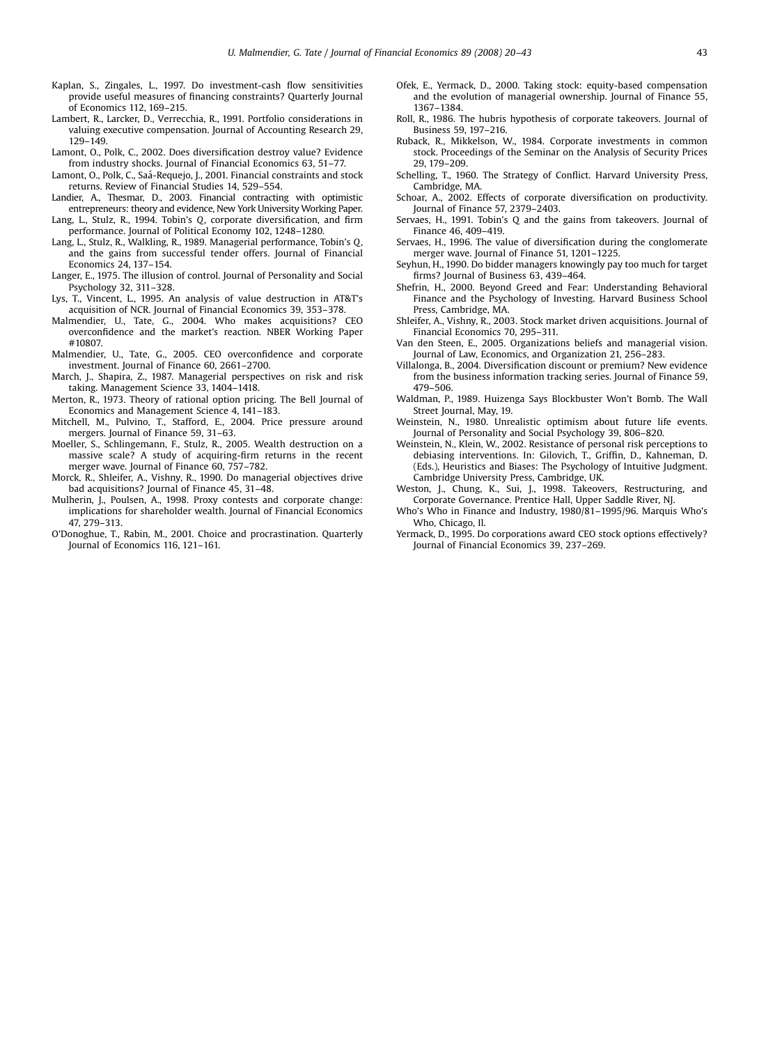Kaplan, S., Zingales, L., 1997. Do investment-cash flow sensitivities provide useful measures of financing constraints? Quarterly Journal of Economics 112, 169–215.

Lambert, R., Larcker, D., Verrecchia, R., 1991. Portfolio considerations in valuing executive compensation. Journal of Accounting Research 29, 129–149.

Lamont, O., Polk, C., 2002. Does diversification destroy value? Evidence from industry shocks. Journal of Financial Economics 63, 51–77.

Lamont, O., Polk, C., Saá-Requejo, J., 2001. Financial constraints and stock returns. Review of Financial Studies 14, 529–554.

Landier, A., Thesmar, D., 2003. Financial contracting with optimistic entrepreneurs: theory and evidence, New York University Working Paper.

Lang, L., Stulz, R., 1994. Tobin's *Q*, corporate diversification, and firm performance. Journal of Political Economy 102, 1248–1280.

Lang, L., Stulz, R., Walkling, R., 1989. Managerial performance, Tobin's *Q*, and the gains from successful tender offers. Journal of Financial Economics 24, 137–154.

Langer, E., 1975. The illusion of control. Journal of Personality and Social Psychology 32, 311–328.

Lys, T., Vincent, L., 1995. An analysis of value destruction in AT&T's acquisition of NCR. Journal of Financial Economics 39, 353–378.

Malmendier, U., Tate, G., 2004. Who makes acquisitions? CEO overconfidence and the market's reaction. NBER Working Paper #10807.

Malmendier, U., Tate, G., 2005. CEO overconfidence and corporate investment. Journal of Finance 60, 2661–2700.

March, J., Shapira, Z., 1987. Managerial perspectives on risk and risk taking. Management Science 33, 1404–1418.

Merton, R., 1973. Theory of rational option pricing. The Bell Journal of Economics and Management Science 4, 141–183.

Mitchell, M., Pulvino, T., Stafford, E., 2004. Price pressure around mergers. Journal of Finance 59, 31–63.

Moeller, S., Schlingemann, F., Stulz, R., 2005. Wealth destruction on a massive scale? A study of acquiring-firm returns in the recent merger wave. Journal of Finance 60, 757–782.

Morck, R., Shleifer, A., Vishny, R., 1990. Do managerial objectives drive bad acquisitions? Journal of Finance 45, 31–48.

Mulherin, J., Poulsen, A., 1998. Proxy contests and corporate change: implications for shareholder wealth. Journal of Financial Economics 47, 279–313.

O'Donoghue, T., Rabin, M., 2001. Choice and procrastination. Quarterly Journal of Economics 116, 121–161.

Ofek, E., Yermack, D., 2000. Taking stock: equity-based compensation and the evolution of managerial ownership. Journal of Finance 55, 1367–1384.

Roll, R., 1986. The hubris hypothesis of corporate takeovers. Journal of Business 59, 197–216.

Ruback, R., Mikkelson, W., 1984. Corporate investments in common stock. Proceedings of the Seminar on the Analysis of Security Prices 29, 179–209.

Schelling, T., 1960. The Strategy of Conflict. Harvard University Press, Cambridge, MA.

Schoar, A., 2002. Effects of corporate diversification on productivity. Journal of Finance 57, 2379–2403.

Servaes, H., 1991. Tobin's Q and the gains from takeovers. Journal of Finance 46, 409–419.

Servaes, H., 1996. The value of diversification during the conglomerate merger wave. Journal of Finance 51, 1201–1225.

Seyhun, H., 1990. Do bidder managers knowingly pay too much for target firms? Journal of Business 63, 439–464.

Shefrin, H., 2000. Beyond Greed and Fear: Understanding Behavioral Finance and the Psychology of Investing. Harvard Business School Press, Cambridge, MA.

Shleifer, A., Vishny, R., 2003. Stock market driven acquisitions. Journal of Financial Economics 70, 295–311.

Van den Steen, E., 2005. Organizations beliefs and managerial vision. Journal of Law, Economics, and Organization 21, 256–283.

Villalonga, B., 2004. Diversification discount or premium? New evidence from the business information tracking series. Journal of Finance 59, 479–506.

Waldman, P., 1989. Huizenga Says Blockbuster Won't Bomb. The Wall Street Journal, May, 19.

Weinstein, N., 1980. Unrealistic optimism about future life events. Journal of Personality and Social Psychology 39, 806–820.

Weinstein, N., Klein, W., 2002. Resistance of personal risk perceptions to debiasing interventions. In: Gilovich, T., Griffin, D., Kahneman, D. (Eds.), Heuristics and Biases: The Psychology of Intuitive Judgment. Cambridge University Press, Cambridge, UK.

Weston, J., Chung, K., Sui, J., 1998. Takeovers, Restructuring, and Corporate Governance. Prentice Hall, Upper Saddle River, NJ.

Who's Who in Finance and Industry, 1980/81–1995/96. Marquis Who's Who, Chicago, Il.

Yermack, D., 1995. Do corporations award CEO stock options effectively? Journal of Financial Economics 39, 237–269.